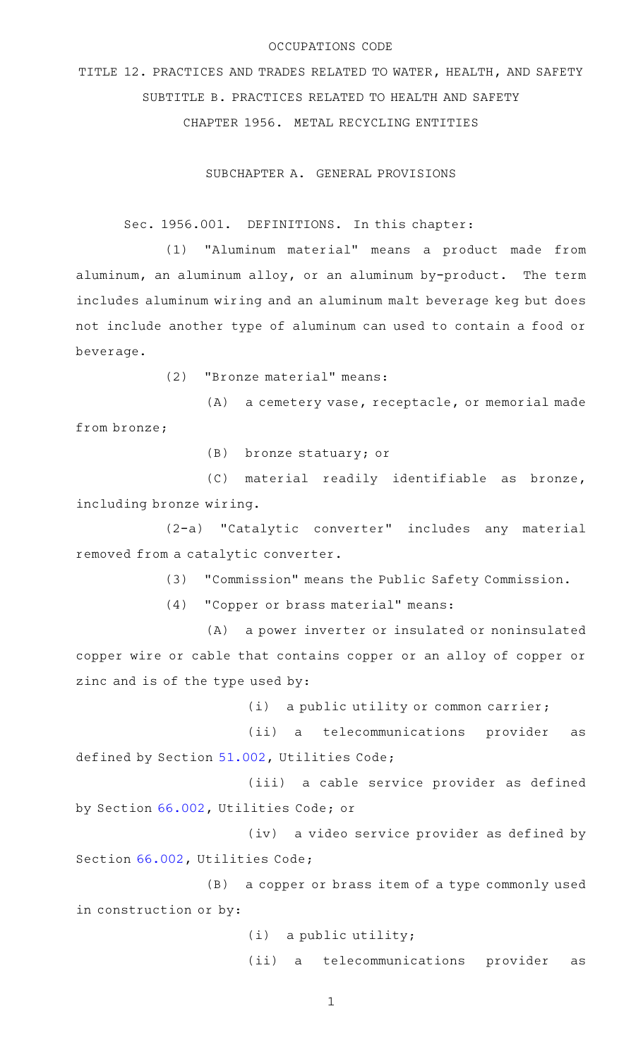OCCUPATIONS CODE

TITLE 12. PRACTICES AND TRADES RELATED TO WATER, HEALTH, AND SAFETY

SUBTITLE B. PRACTICES RELATED TO HEALTH AND SAFETY

CHAPTER 1956. METAL RECYCLING ENTITIES

SUBCHAPTER A. GENERAL PROVISIONS

Sec. 1956.001. DEFINITIONS. In this chapter:

(1) "Aluminum material" means a product made from aluminum, an aluminum alloy, or an aluminum by-product. The term includes aluminum wiring and an aluminum malt beverage keg but does not include another type of aluminum can used to contain a food or beverage.

(2) "Bronze material" means:

(A) a cemetery vase, receptacle, or memorial made from bronze;

(B) bronze statuary; or

(C) material readily identifiable as bronze, including bronze wiring.

(2-a) "Catalytic converter" includes any material removed from a catalytic converter.

(3) "Commission" means the Public Safety Commission.

(4) "Copper or brass material" means:

(A) a power inverter or insulated or noninsulated copper wire or cable that contains copper or an alloy of copper or zinc and is of the type used by:

(i) a public utility or common carrier;

(ii) a telecommunications provider as defined by Section 51.002, Utilities Code;

(iii) a cable service provider as defined by Section 66.002, Utilities Code; or

(iv) a video service provider as defined by Section 66.002, Utilities Code;

(B) a copper or brass item of a type commonly used in construction or by:

(i) a public utility;

(ii) a telecommunications provider as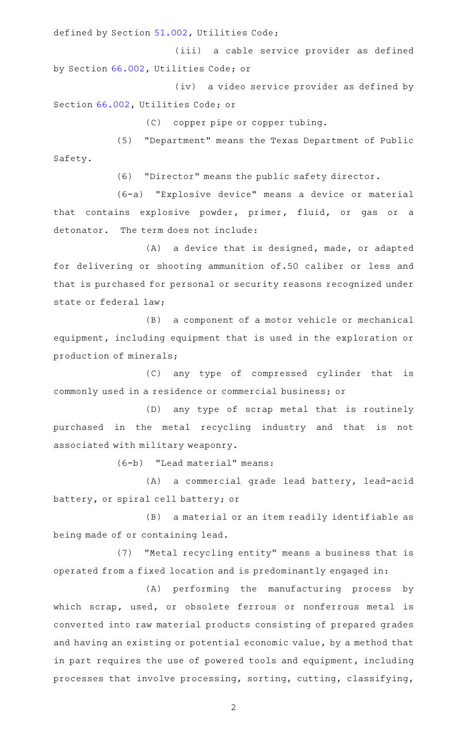defined by Section 51.002, Utilities Code;

(iii) a cable service provider as defined by Section 66.002, Utilities Code; or

(iv) a video service provider as defined by Section 66.002, Utilities Code; or

(C) copper pipe or copper tubing.

(5) "Department" means the Texas Department of Public Safety.

(6) "Director" means the public safety director.

(6-a) "Explosive device" means a device or material that contains explosive powder, primer, fluid, or gas or a detonator. The term does not include:

(A) a device that is designed, made, or adapted for delivering or shooting ammunition of.50 caliber or less and that is purchased for personal or security reasons recognized under state or federal law;

(B) a component of a motor vehicle or mechanical equipment, including equipment that is used in the exploration or production of minerals;

(C) any type of compressed cylinder that is commonly used in a residence or commercial business; or

(D) any type of scrap metal that is routinely purchased in the metal recycling industry and that is not associated with military weaponry.

(6-b) "Lead material" means:

(A) a commercial grade lead battery, lead-acid battery, or spiral cell battery; or

(B) a material or an item readily identifiable as being made of or containing lead.

(7) "Metal recycling entity" means a business that is operated from a fixed location and is predominantly engaged in:

(A) performing the manufacturing process by which scrap, used, or obsolete ferrous or nonferrous metal is converted into raw material products consisting of prepared grades and having an existing or potential economic value, by a method that in part requires the use of powered tools and equipment, including processes that involve processing, sorting, cutting, classifying,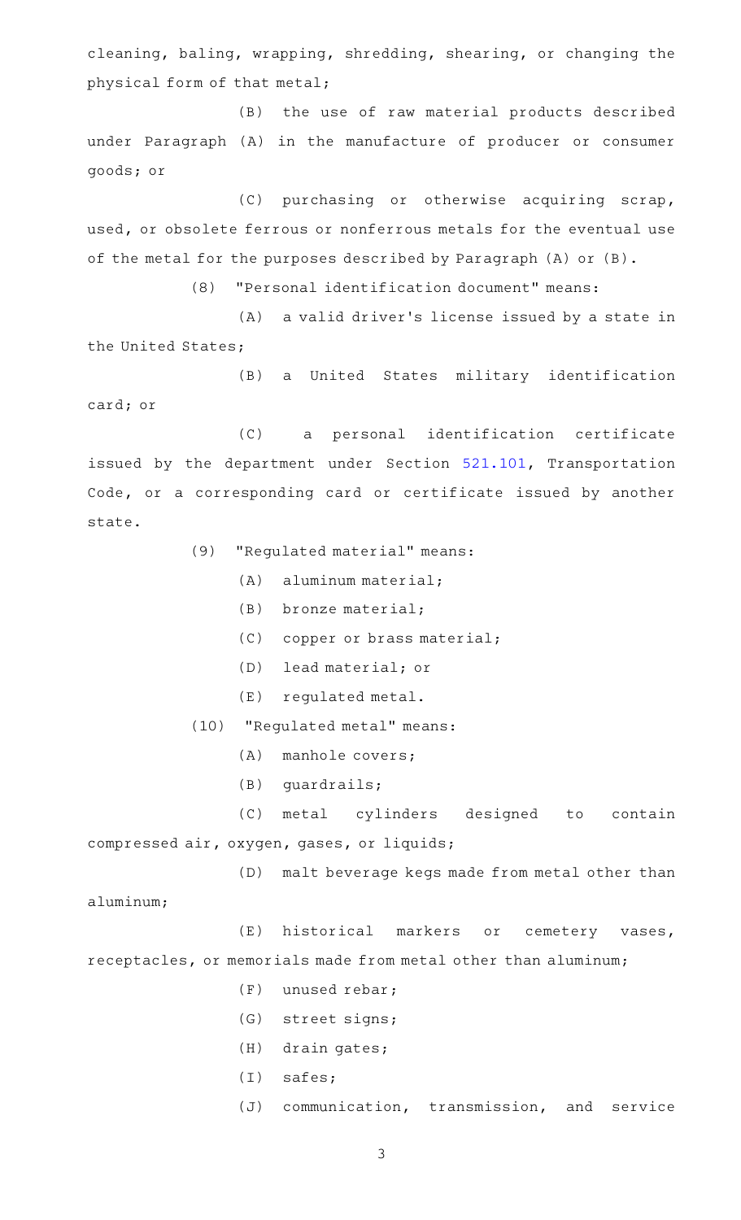cleaning, baling, wrapping, shredding, shearing, or changing the physical form of that metal;

(B) the use of raw material products described under Paragraph (A) in the manufacture of producer or consumer goods; or

(C) purchasing or otherwise acquiring scrap, used, or obsolete ferrous or nonferrous metals for the eventual use of the metal for the purposes described by Paragraph (A) or (B).

(8) "Personal identification document" means:

(A) a valid driver's license issued by a state in the United States;

(B) a United States military identification card; or

(C) a personal identification certificate issued by the department under Section 521.101, Transportation Code, or a corresponding card or certificate issued by another state.

(9) "Regulated material" means:

(A) aluminum material;

(B) bronze material;

(C) copper or brass material;

(D) lead material; or

(E) regulated metal.

(10) "Regulated metal" means:

(A) manhole covers;

(B) guardrails;

(C) metal cylinders designed to contain compressed air, oxygen, gases, or liquids;

(D) malt beverage kegs made from metal other than aluminum;

(E) historical markers or cemetery vases, receptacles, or memorials made from metal other than aluminum;

(F) unused rebar;

(G) street signs;

(H) drain gates;

(I) safes;

(J) communication, transmission, and service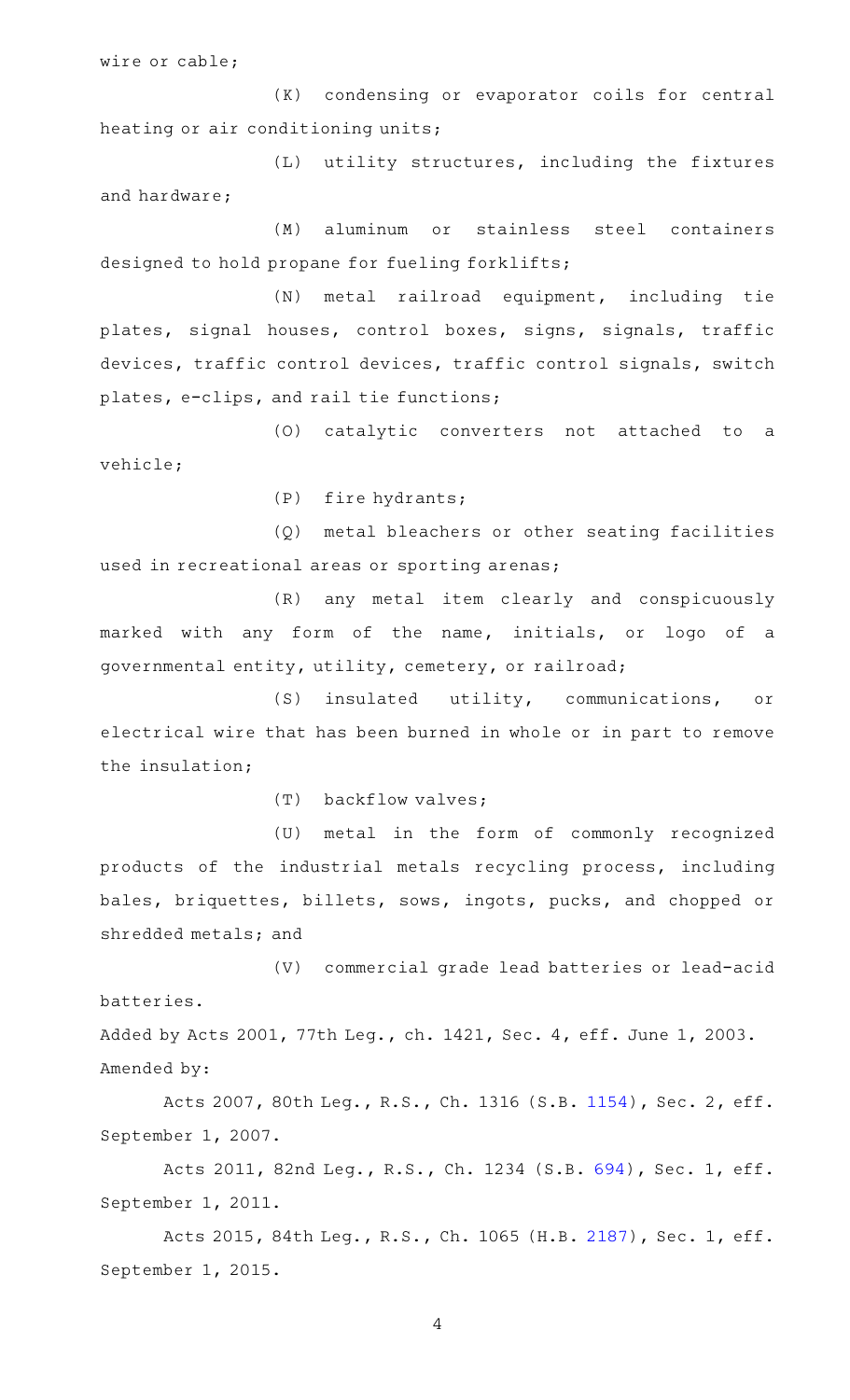wire or cable;

(K) condensing or evaporator coils for central heating or air conditioning units;

(L) utility structures, including the fixtures and hardware;

(M) aluminum or stainless steel containers designed to hold propane for fueling forklifts;

(N) metal railroad equipment, including tie plates, signal houses, control boxes, signs, signals, traffic devices, traffic control devices, traffic control signals, switch plates, e-clips, and rail tie functions;

(O) catalytic converters not attached to a vehicle;

(P) fire hydrants;

(Q) metal bleachers or other seating facilities used in recreational areas or sporting arenas;

(R) any metal item clearly and conspicuously marked with any form of the name, initials, or logo of a governmental entity, utility, cemetery, or railroad;

(S) insulated utility, communications, or electrical wire that has been burned in whole or in part to remove the insulation;

(T) backflow valves;

(U) metal in the form of commonly recognized products of the industrial metals recycling process, including bales, briquettes, billets, sows, ingots, pucks, and chopped or shredded metals; and

(V) commercial grade lead batteries or lead-acid batteries.

Added by Acts 2001, 77th Leg., ch. 1421, Sec. 4, eff. June 1, 2003.
Amended by:

Acts 2007, 80th Leg., R.S., Ch. 1316 (S.B. 1154), Sec. 2, eff. September 1, 2007.

Acts 2011, 82nd Leg., R.S., Ch. 1234 (S.B. 694), Sec. 1, eff. September 1, 2011.

Acts 2015, 84th Leg., R.S., Ch. 1065 (H.B. 2187), Sec. 1, eff. September 1, 2015.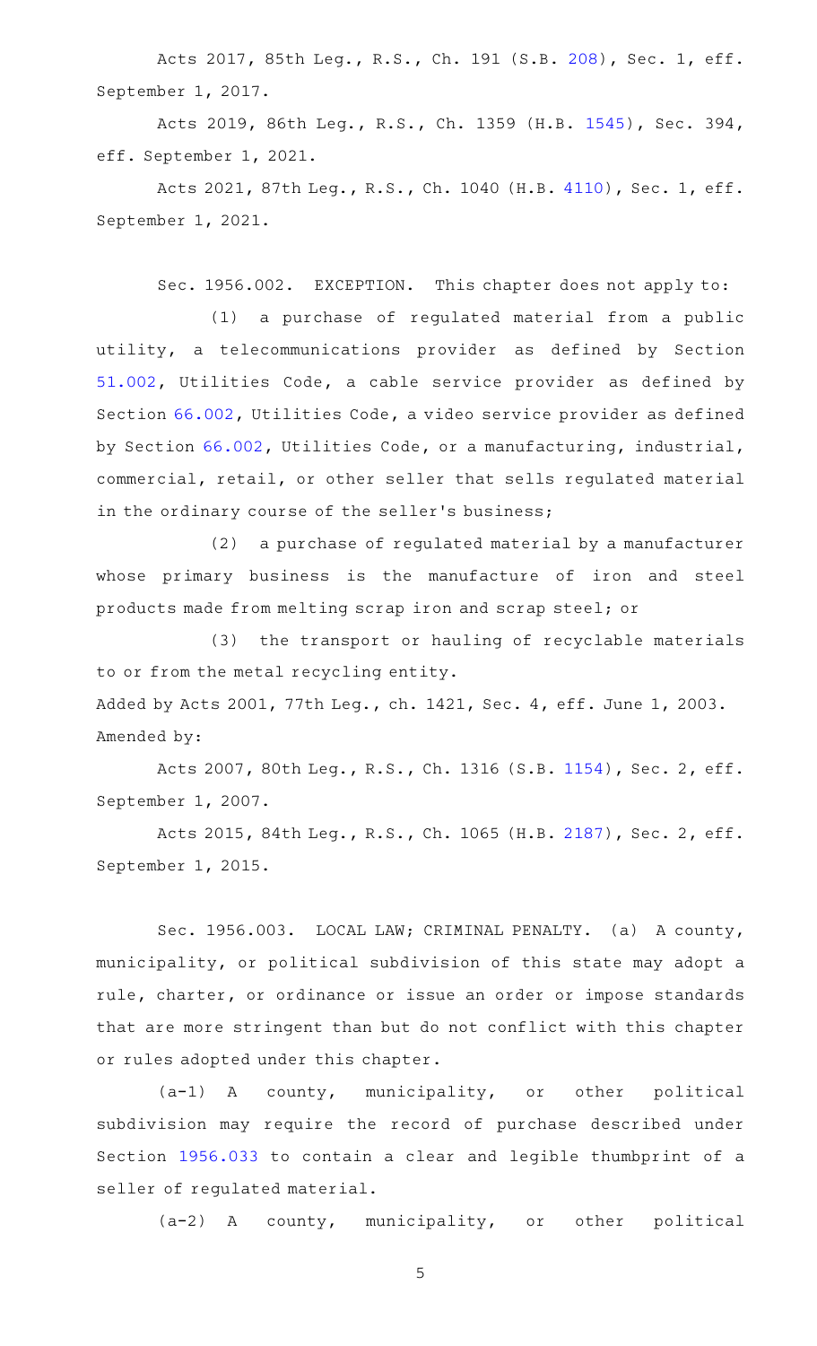Acts 2017, 85th Leg., R.S., Ch. 191 (S.B. 208), Sec. 1, eff. September 1, 2017.

Acts 2019, 86th Leg., R.S., Ch. 1359 (H.B. 1545), Sec. 394, eff. September 1, 2021.

Acts 2021, 87th Leg., R.S., Ch. 1040 (H.B. 4110), Sec. 1, eff. September 1, 2021.

Sec. 1956.002. EXCEPTION. This chapter does not apply to:

(1) a purchase of regulated material from a public utility, a telecommunications provider as defined by Section 51.002, Utilities Code, a cable service provider as defined by Section 66.002, Utilities Code, a video service provider as defined by Section 66.002, Utilities Code, or a manufacturing, industrial, commercial, retail, or other seller that sells regulated material in the ordinary course of the seller's business;

(2) a purchase of regulated material by a manufacturer whose primary business is the manufacture of iron and steel products made from melting scrap iron and scrap steel; or

(3) the transport or hauling of recyclable materials to or from the metal recycling entity.

Added by Acts 2001, 77th Leg., ch. 1421, Sec. 4, eff. June 1, 2003.
Amended by:

Acts 2007, 80th Leg., R.S., Ch. 1316 (S.B. 1154), Sec. 2, eff. September 1, 2007.

Acts 2015, 84th Leg., R.S., Ch. 1065 (H.B. 2187), Sec. 2, eff. September 1, 2015.

Sec. 1956.003. LOCAL LAW; CRIMINAL PENALTY. (a) A county, municipality, or political subdivision of this state may adopt a rule, charter, or ordinance or issue an order or impose standards that are more stringent than but do not conflict with this chapter or rules adopted under this chapter.

(a-1) A county, municipality, or other political subdivision may require the record of purchase described under Section 1956.033 to contain a clear and legible thumbprint of a seller of regulated material.

(a-2) A county, municipality, or other political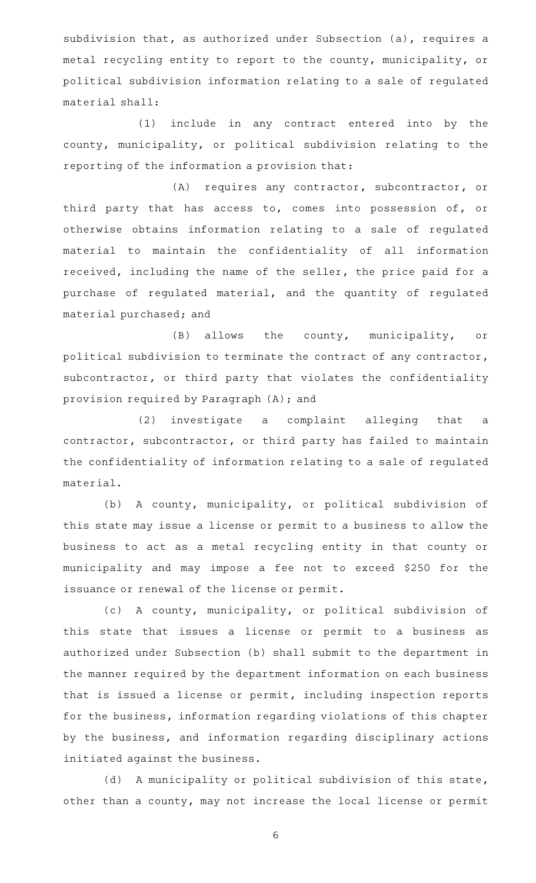subdivision that, as authorized under Subsection (a), requires a metal recycling entity to report to the county, municipality, or political subdivision information relating to a sale of regulated material shall:

(1) include in any contract entered into by the county, municipality, or political subdivision relating to the reporting of the information a provision that:

(A) requires any contractor, subcontractor, or third party that has access to, comes into possession of, or otherwise obtains information relating to a sale of regulated material to maintain the confidentiality of all information received, including the name of the seller, the price paid for a purchase of regulated material, and the quantity of regulated material purchased; and

(B) allows the county, municipality, or political subdivision to terminate the contract of any contractor, subcontractor, or third party that violates the confidentiality provision required by Paragraph (A); and

(2) investigate a complaint alleging that a contractor, subcontractor, or third party has failed to maintain the confidentiality of information relating to a sale of regulated material.

(b) A county, municipality, or political subdivision of this state may issue a license or permit to a business to allow the business to act as a metal recycling entity in that county or municipality and may impose a fee not to exceed $250 for the issuance or renewal of the license or permit.

(c) A county, municipality, or political subdivision of this state that issues a license or permit to a business as authorized under Subsection (b) shall submit to the department in the manner required by the department information on each business that is issued a license or permit, including inspection reports for the business, information regarding violations of this chapter by the business, and information regarding disciplinary actions initiated against the business.

(d) A municipality or political subdivision of this state, other than a county, may not increase the local license or permit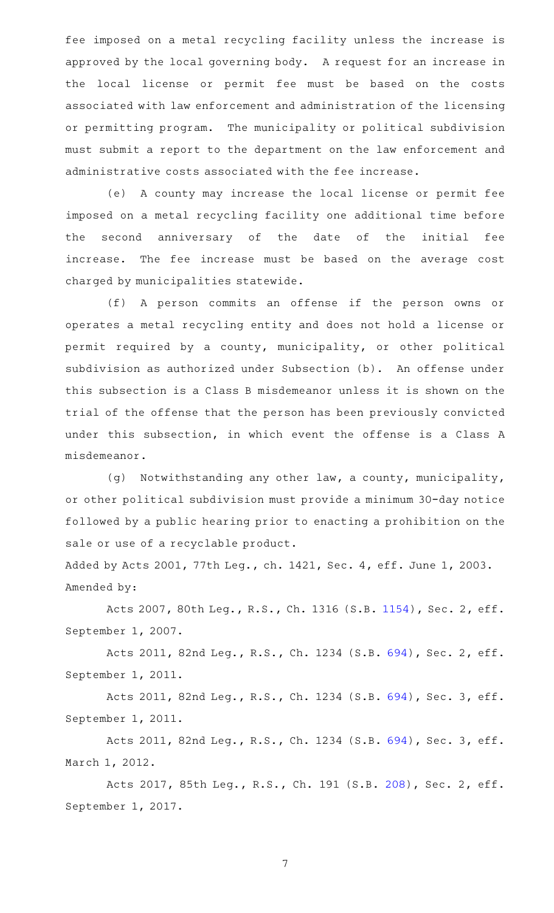fee imposed on a metal recycling facility unless the increase is approved by the local governing body. A request for an increase in the local license or permit fee must be based on the costs associated with law enforcement and administration of the licensing or permitting program. The municipality or political subdivision must submit a report to the department on the law enforcement and administrative costs associated with the fee increase.

(e) A county may increase the local license or permit fee imposed on a metal recycling facility one additional time before the second anniversary of the date of the initial fee increase. The fee increase must be based on the average cost charged by municipalities statewide.

(f) A person commits an offense if the person owns or operates a metal recycling entity and does not hold a license or permit required by a county, municipality, or other political subdivision as authorized under Subsection (b). An offense under this subsection is a Class B misdemeanor unless it is shown on the trial of the offense that the person has been previously convicted under this subsection, in which event the offense is a Class A misdemeanor.

(g) Notwithstanding any other law, a county, municipality, or other political subdivision must provide a minimum 30-day notice followed by a public hearing prior to enacting a prohibition on the sale or use of a recyclable product.

Added by Acts 2001, 77th Leg., ch. 1421, Sec. 4, eff. June 1, 2003.
Amended by:

Acts 2007, 80th Leg., R.S., Ch. 1316 (S.B. 1154), Sec. 2, eff. September 1, 2007.

Acts 2011, 82nd Leg., R.S., Ch. 1234 (S.B. 694), Sec. 2, eff. September 1, 2011.

Acts 2011, 82nd Leg., R.S., Ch. 1234 (S.B. 694), Sec. 3, eff. September 1, 2011.

Acts 2011, 82nd Leg., R.S., Ch. 1234 (S.B. 694), Sec. 3, eff. March 1, 2012.

Acts 2017, 85th Leg., R.S., Ch. 191 (S.B. 208), Sec. 2, eff. September 1, 2017.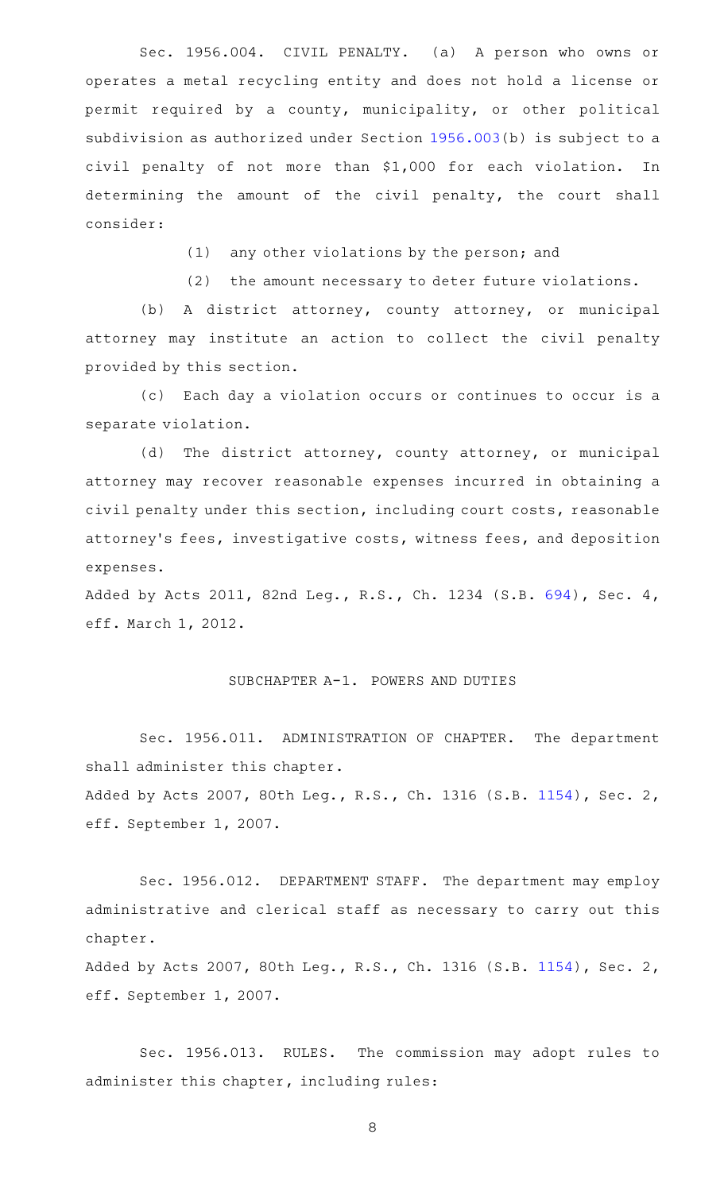Sec. 1956.004. CIVIL PENALTY. (a) A person who owns or operates a metal recycling entity and does not hold a license or permit required by a county, municipality, or other political subdivision as authorized under Section 1956.003(b) is subject to a civil penalty of not more than $1,000 for each violation. In determining the amount of the civil penalty, the court shall consider:

(1) any other violations by the person; and

(2) the amount necessary to deter future violations.

(b) A district attorney, county attorney, or municipal attorney may institute an action to collect the civil penalty provided by this section.

(c) Each day a violation occurs or continues to occur is a separate violation.

(d) The district attorney, county attorney, or municipal attorney may recover reasonable expenses incurred in obtaining a civil penalty under this section, including court costs, reasonable attorney's fees, investigative costs, witness fees, and deposition expenses.

Added by Acts 2011, 82nd Leg., R.S., Ch. 1234 (S.B. 694), Sec. 4, eff. March 1, 2012.

SUBCHAPTER A-1. POWERS AND DUTIES

Sec. 1956.011. ADMINISTRATION OF CHAPTER. The department shall administer this chapter.

Added by Acts 2007, 80th Leg., R.S., Ch. 1316 (S.B. 1154), Sec. 2, eff. September 1, 2007.

Sec. 1956.012. DEPARTMENT STAFF. The department may employ administrative and clerical staff as necessary to carry out this chapter.

Added by Acts 2007, 80th Leg., R.S., Ch. 1316 (S.B. 1154), Sec. 2, eff. September 1, 2007.

Sec. 1956.013. RULES. The commission may adopt rules to administer this chapter, including rules: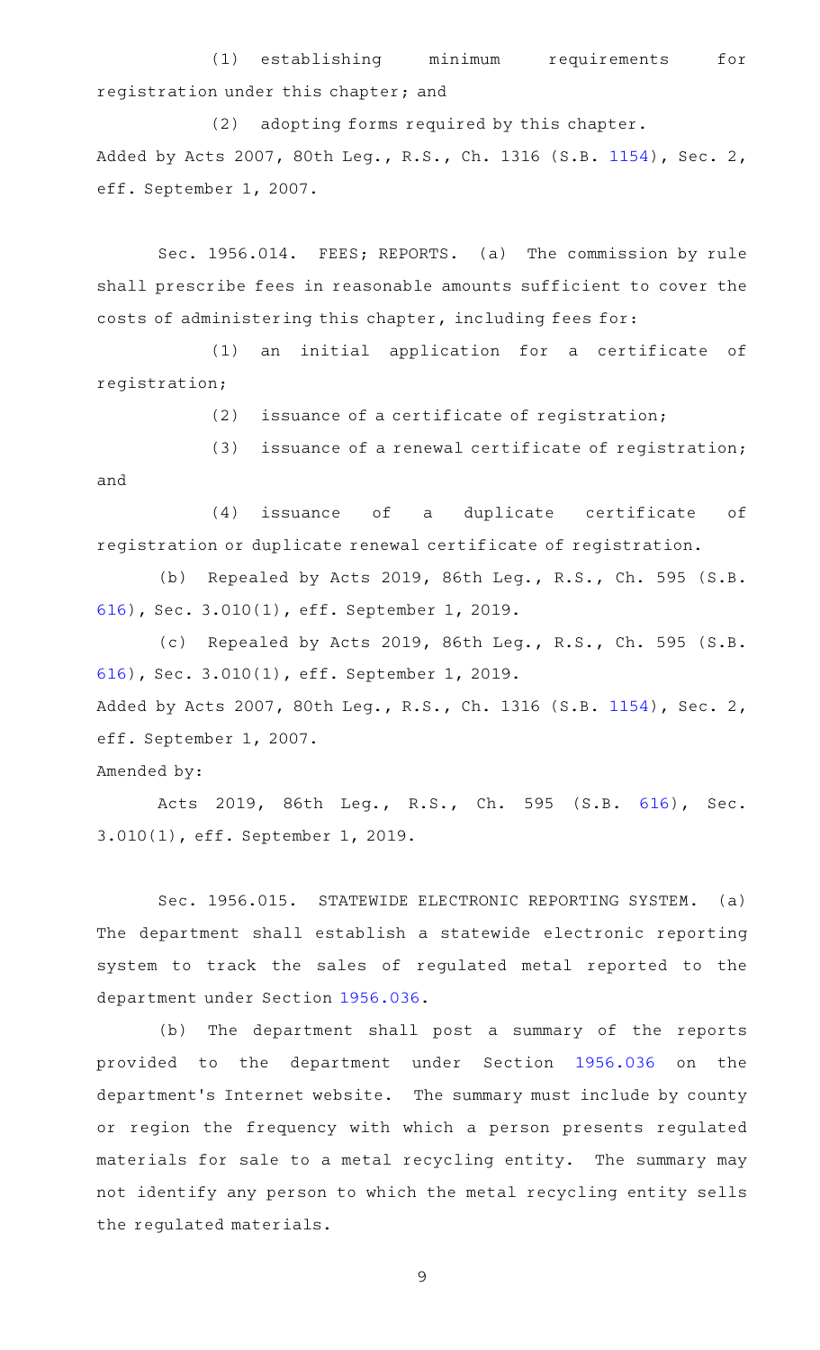(1) establishing minimum requirements for registration under this chapter; and

(2) adopting forms required by this chapter.

Added by Acts 2007, 80th Leg., R.S., Ch. 1316 (S.B. 1154), Sec. 2, eff. September 1, 2007.

Sec. 1956.014. FEES; REPORTS. (a) The commission by rule shall prescribe fees in reasonable amounts sufficient to cover the costs of administering this chapter, including fees for:

(1) an initial application for a certificate of registration;

(2) issuance of a certificate of registration;

(3) issuance of a renewal certificate of registration; and

(4) issuance of a duplicate certificate of registration or duplicate renewal certificate of registration.

(b) Repealed by Acts 2019, 86th Leg., R.S., Ch. 595 (S.B. 616), Sec. 3.010(1), eff. September 1, 2019.

(c) Repealed by Acts 2019, 86th Leg., R.S., Ch. 595 (S.B. 616), Sec. 3.010(1), eff. September 1, 2019.

Added by Acts 2007, 80th Leg., R.S., Ch. 1316 (S.B. 1154), Sec. 2, eff. September 1, 2007.

Amended by:

Acts 2019, 86th Leg., R.S., Ch. 595 (S.B. 616), Sec. 3.010(1), eff. September 1, 2019.

Sec. 1956.015. STATEWIDE ELECTRONIC REPORTING SYSTEM. (a) The department shall establish a statewide electronic reporting system to track the sales of regulated metal reported to the department under Section 1956.036.

(b) The department shall post a summary of the reports provided to the department under Section 1956.036 on the department's Internet website. The summary must include by county or region the frequency with which a person presents regulated materials for sale to a metal recycling entity. The summary may not identify any person to which the metal recycling entity sells the regulated materials.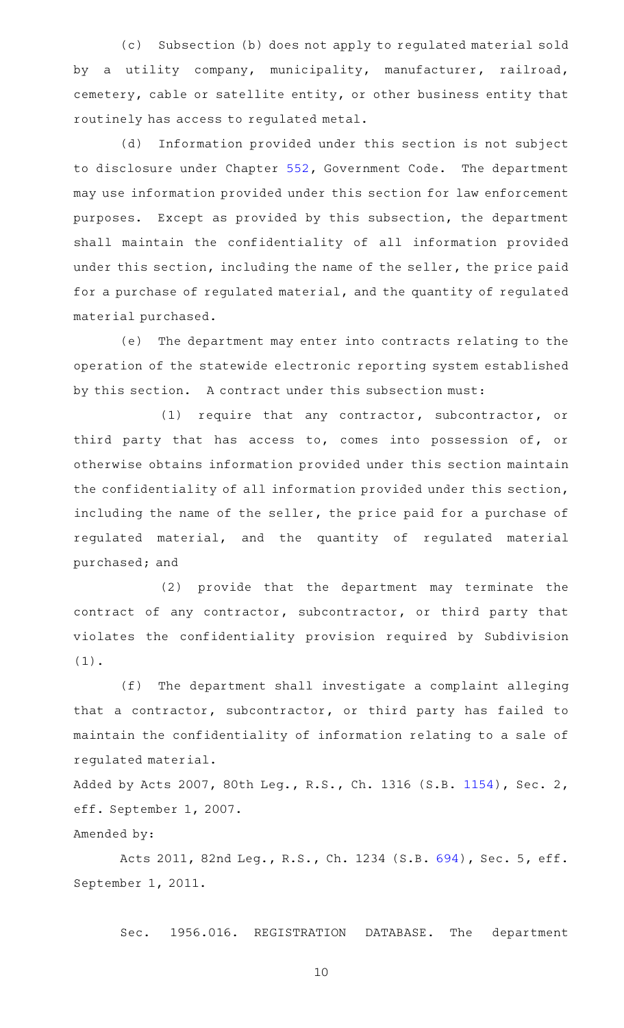(c) Subsection (b) does not apply to regulated material sold by a utility company, municipality, manufacturer, railroad, cemetery, cable or satellite entity, or other business entity that routinely has access to regulated metal.

(d) Information provided under this section is not subject to disclosure under Chapter 552, Government Code. The department may use information provided under this section for law enforcement purposes. Except as provided by this subsection, the department shall maintain the confidentiality of all information provided under this section, including the name of the seller, the price paid for a purchase of regulated material, and the quantity of regulated material purchased.

(e) The department may enter into contracts relating to the operation of the statewide electronic reporting system established by this section. A contract under this subsection must:

(1) require that any contractor, subcontractor, or third party that has access to, comes into possession of, or otherwise obtains information provided under this section maintain the confidentiality of all information provided under this section, including the name of the seller, the price paid for a purchase of regulated material, and the quantity of regulated material purchased; and

(2) provide that the department may terminate the contract of any contractor, subcontractor, or third party that violates the confidentiality provision required by Subdivision (1).

(f) The department shall investigate a complaint alleging that a contractor, subcontractor, or third party has failed to maintain the confidentiality of information relating to a sale of regulated material.

Added by Acts 2007, 80th Leg., R.S., Ch. 1316 (S.B. 1154), Sec. 2, eff. September 1, 2007.

Amended by:

Acts 2011, 82nd Leg., R.S., Ch. 1234 (S.B. 694), Sec. 5, eff. September 1, 2011.

Sec. 1956.016. REGISTRATION DATABASE. The department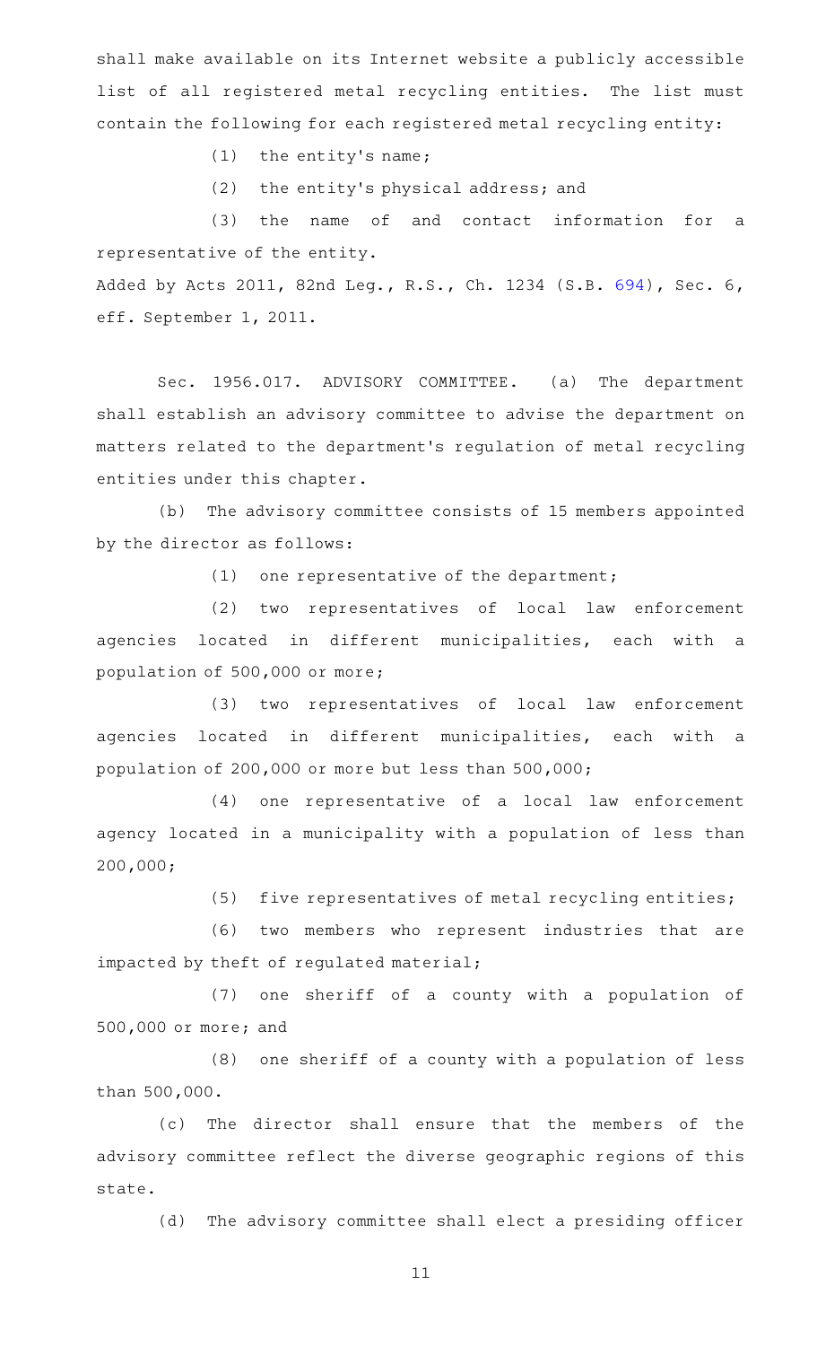shall make available on its Internet website a publicly accessible list of all registered metal recycling entities. The list must contain the following for each registered metal recycling entity:

(1) the entity's name;

(2) the entity's physical address; and

(3) the name of and contact information for a representative of the entity.

Added by Acts 2011, 82nd Leg., R.S., Ch. 1234 (S.B. 694), Sec. 6, eff. September 1, 2011.

Sec. 1956.017. ADVISORY COMMITTEE. (a) The department shall establish an advisory committee to advise the department on matters related to the department's regulation of metal recycling entities under this chapter.

(b) The advisory committee consists of 15 members appointed by the director as follows:

(1) one representative of the department;

(2) two representatives of local law enforcement agencies located in different municipalities, each with a population of 500,000 or more;

(3) two representatives of local law enforcement agencies located in different municipalities, each with a population of 200,000 or more but less than 500,000;

(4) one representative of a local law enforcement agency located in a municipality with a population of less than 200,000;

(5) five representatives of metal recycling entities;

(6) two members who represent industries that are impacted by theft of regulated material;

(7) one sheriff of a county with a population of 500,000 or more; and

(8) one sheriff of a county with a population of less than 500,000.

(c) The director shall ensure that the members of the advisory committee reflect the diverse geographic regions of this state.

(d) The advisory committee shall elect a presiding officer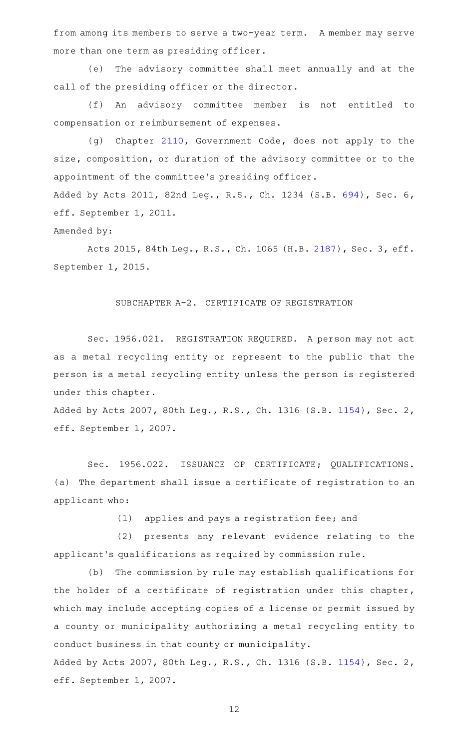from among its members to serve a two-year term. A member may serve more than one term as presiding officer.

(e) The advisory committee shall meet annually and at the call of the presiding officer or the director.

(f) An advisory committee member is not entitled to compensation or reimbursement of expenses.

(g) Chapter 2110, Government Code, does not apply to the size, composition, or duration of the advisory committee or to the appointment of the committee's presiding officer.

Added by Acts 2011, 82nd Leg., R.S., Ch. 1234 (S.B. 694), Sec. 6, eff. September 1, 2011.

Amended by:

Acts 2015, 84th Leg., R.S., Ch. 1065 (H.B. 2187), Sec. 3, eff. September 1, 2015.

SUBCHAPTER A-2. CERTIFICATE OF REGISTRATION

Sec. 1956.021. REGISTRATION REQUIRED. A person may not act as a metal recycling entity or represent to the public that the person is a metal recycling entity unless the person is registered under this chapter.

Added by Acts 2007, 80th Leg., R.S., Ch. 1316 (S.B. 1154), Sec. 2, eff. September 1, 2007.

Sec. 1956.022. ISSUANCE OF CERTIFICATE; QUALIFICATIONS.

(a) The department shall issue a certificate of registration to an applicant who:

(1) applies and pays a registration fee; and

(2) presents any relevant evidence relating to the applicant's qualifications as required by commission rule.

(b) The commission by rule may establish qualifications for the holder of a certificate of registration under this chapter, which may include accepting copies of a license or permit issued by a county or municipality authorizing a metal recycling entity to conduct business in that county or municipality.

Added by Acts 2007, 80th Leg., R.S., Ch. 1316 (S.B. 1154), Sec. 2, eff. September 1, 2007.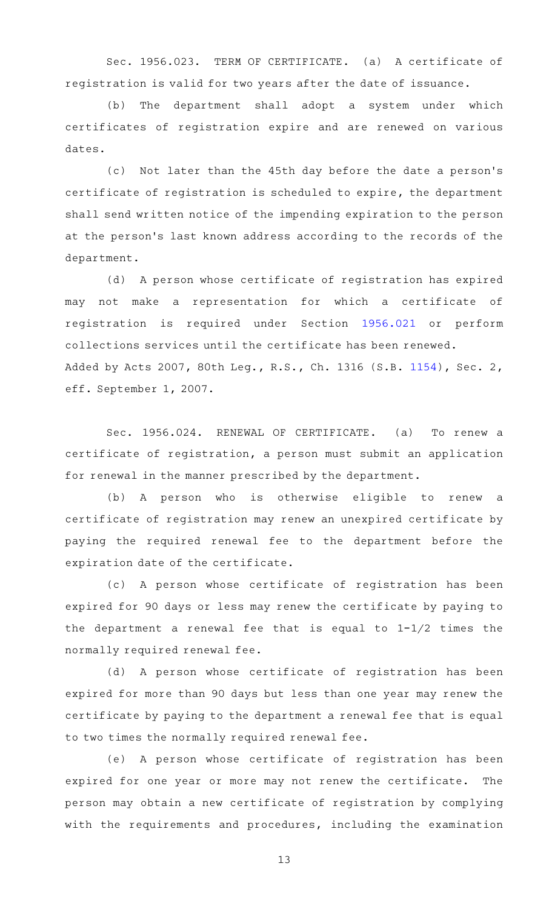Sec. 1956.023. TERM OF CERTIFICATE. (a) A certificate of registration is valid for two years after the date of issuance.

(b) The department shall adopt a system under which certificates of registration expire and are renewed on various dates.

(c) Not later than the 45th day before the date a person's certificate of registration is scheduled to expire, the department shall send written notice of the impending expiration to the person at the person's last known address according to the records of the department.

(d) A person whose certificate of registration has expired may not make a representation for which a certificate of registration is required under Section 1956.021 or perform collections services until the certificate has been renewed.

Added by Acts 2007, 80th Leg., R.S., Ch. 1316 (S.B. 1154), Sec. 2, eff. September 1, 2007.

Sec. 1956.024. RENEWAL OF CERTIFICATE. (a) To renew a certificate of registration, a person must submit an application for renewal in the manner prescribed by the department.

(b) A person who is otherwise eligible to renew a certificate of registration may renew an unexpired certificate by paying the required renewal fee to the department before the expiration date of the certificate.

(c) A person whose certificate of registration has been expired for 90 days or less may renew the certificate by paying to the department a renewal fee that is equal to 1-1/2 times the normally required renewal fee.

(d) A person whose certificate of registration has been expired for more than 90 days but less than one year may renew the certificate by paying to the department a renewal fee that is equal to two times the normally required renewal fee.

(e) A person whose certificate of registration has been expired for one year or more may not renew the certificate. The person may obtain a new certificate of registration by complying with the requirements and procedures, including the examination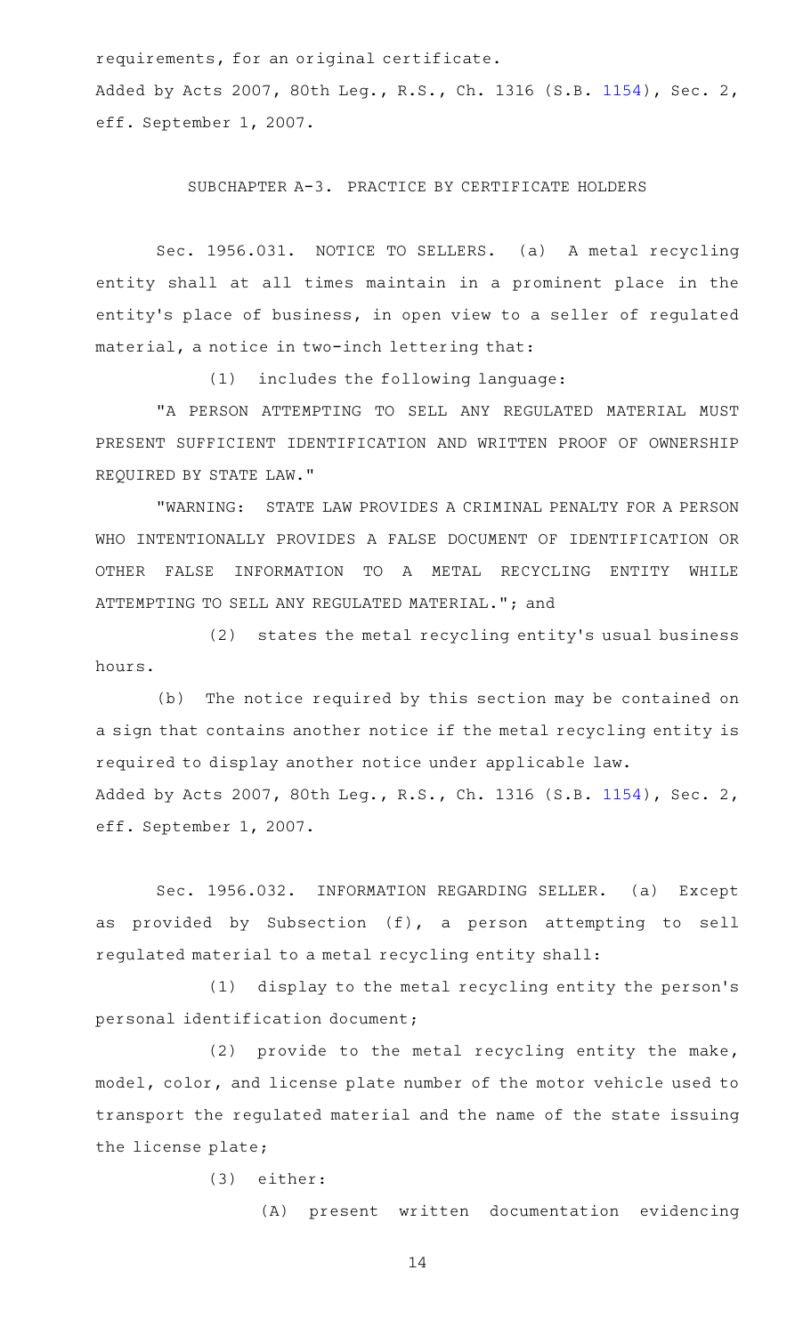requirements, for an original certificate.

Added by Acts 2007, 80th Leg., R.S., Ch. 1316 (S.B. 1154), Sec. 2, eff. September 1, 2007.

SUBCHAPTER A-3. PRACTICE BY CERTIFICATE HOLDERS

Sec. 1956.031. NOTICE TO SELLERS. (a) A metal recycling entity shall at all times maintain in a prominent place in the entity's place of business, in open view to a seller of regulated material, a notice in two-inch lettering that:

(1) includes the following language:

"A PERSON ATTEMPTING TO SELL ANY REGULATED MATERIAL MUST PRESENT SUFFICIENT IDENTIFICATION AND WRITTEN PROOF OF OWNERSHIP REQUIRED BY STATE LAW."

"WARNING: STATE LAW PROVIDES A CRIMINAL PENALTY FOR A PERSON WHO INTENTIONALLY PROVIDES A FALSE DOCUMENT OF IDENTIFICATION OR OTHER FALSE INFORMATION TO A METAL RECYCLING ENTITY WHILE ATTEMPTING TO SELL ANY REGULATED MATERIAL."; and

(2) states the metal recycling entity's usual business hours.

(b) The notice required by this section may be contained on a sign that contains another notice if the metal recycling entity is required to display another notice under applicable law.

Added by Acts 2007, 80th Leg., R.S., Ch. 1316 (S.B. 1154), Sec. 2, eff. September 1, 2007.

Sec. 1956.032. INFORMATION REGARDING SELLER. (a) Except as provided by Subsection (f), a person attempting to sell regulated material to a metal recycling entity shall:

(1) display to the metal recycling entity the person's personal identification document;

(2) provide to the metal recycling entity the make, model, color, and license plate number of the motor vehicle used to transport the regulated material and the name of the state issuing the license plate;

(3) either:

(A) present written documentation evidencing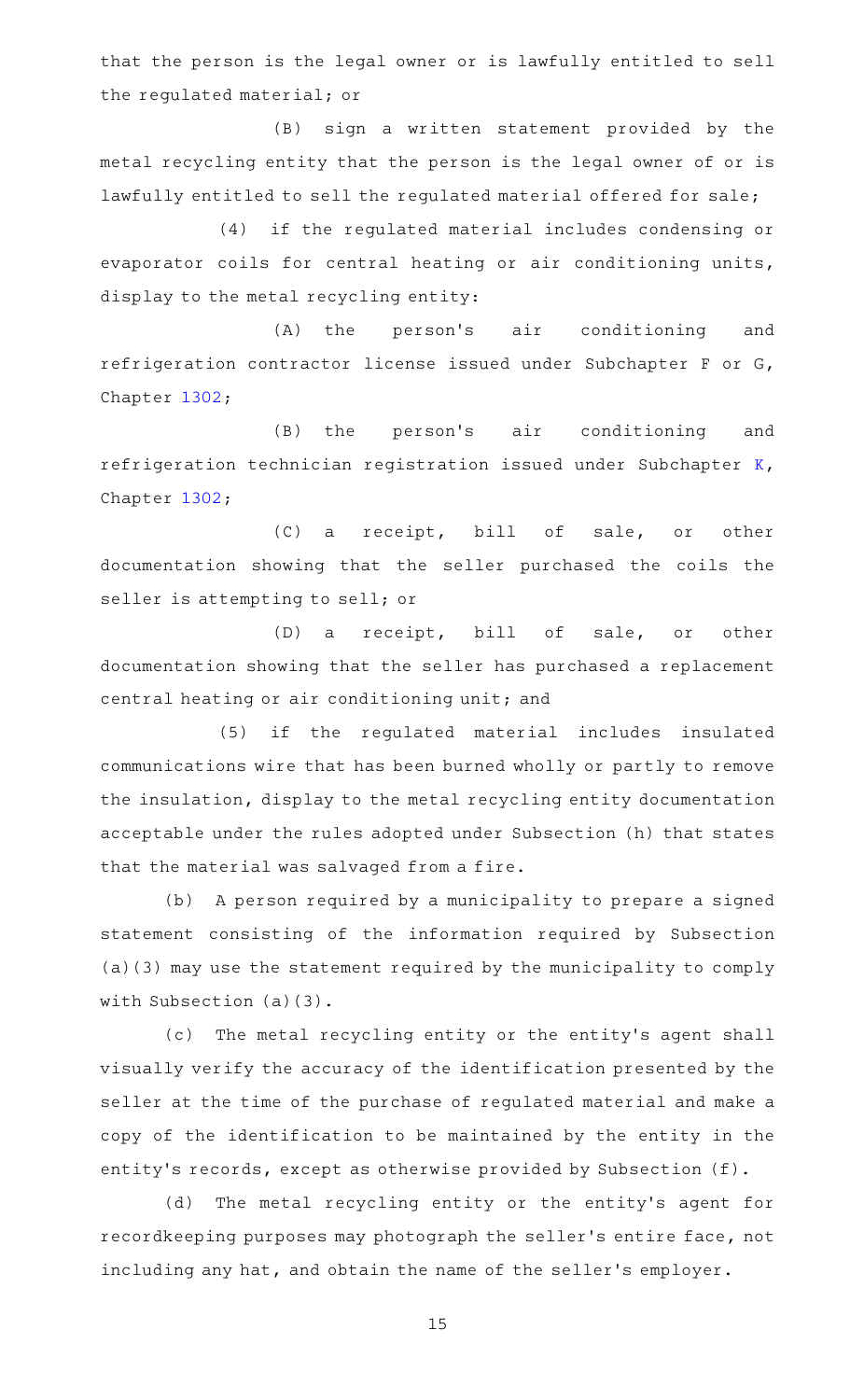that the person is the legal owner or is lawfully entitled to sell the regulated material; or

(B) sign a written statement provided by the metal recycling entity that the person is the legal owner of or is lawfully entitled to sell the regulated material offered for sale;

(4) if the regulated material includes condensing or evaporator coils for central heating or air conditioning units, display to the metal recycling entity:

(A) the person's air conditioning and refrigeration contractor license issued under Subchapter F or G, Chapter 1302;

(B) the person's air conditioning and refrigeration technician registration issued under Subchapter K, Chapter 1302;

(C) a receipt, bill of sale, or other documentation showing that the seller purchased the coils the seller is attempting to sell; or

(D) a receipt, bill of sale, or other documentation showing that the seller has purchased a replacement central heating or air conditioning unit; and

(5) if the regulated material includes insulated communications wire that has been burned wholly or partly to remove the insulation, display to the metal recycling entity documentation acceptable under the rules adopted under Subsection (h) that states that the material was salvaged from a fire.

(b) A person required by a municipality to prepare a signed statement consisting of the information required by Subsection (a)(3) may use the statement required by the municipality to comply with Subsection (a)(3).

(c) The metal recycling entity or the entity's agent shall visually verify the accuracy of the identification presented by the seller at the time of the purchase of regulated material and make a copy of the identification to be maintained by the entity in the entity's records, except as otherwise provided by Subsection (f).

(d) The metal recycling entity or the entity's agent for recordkeeping purposes may photograph the seller's entire face, not including any hat, and obtain the name of the seller's employer.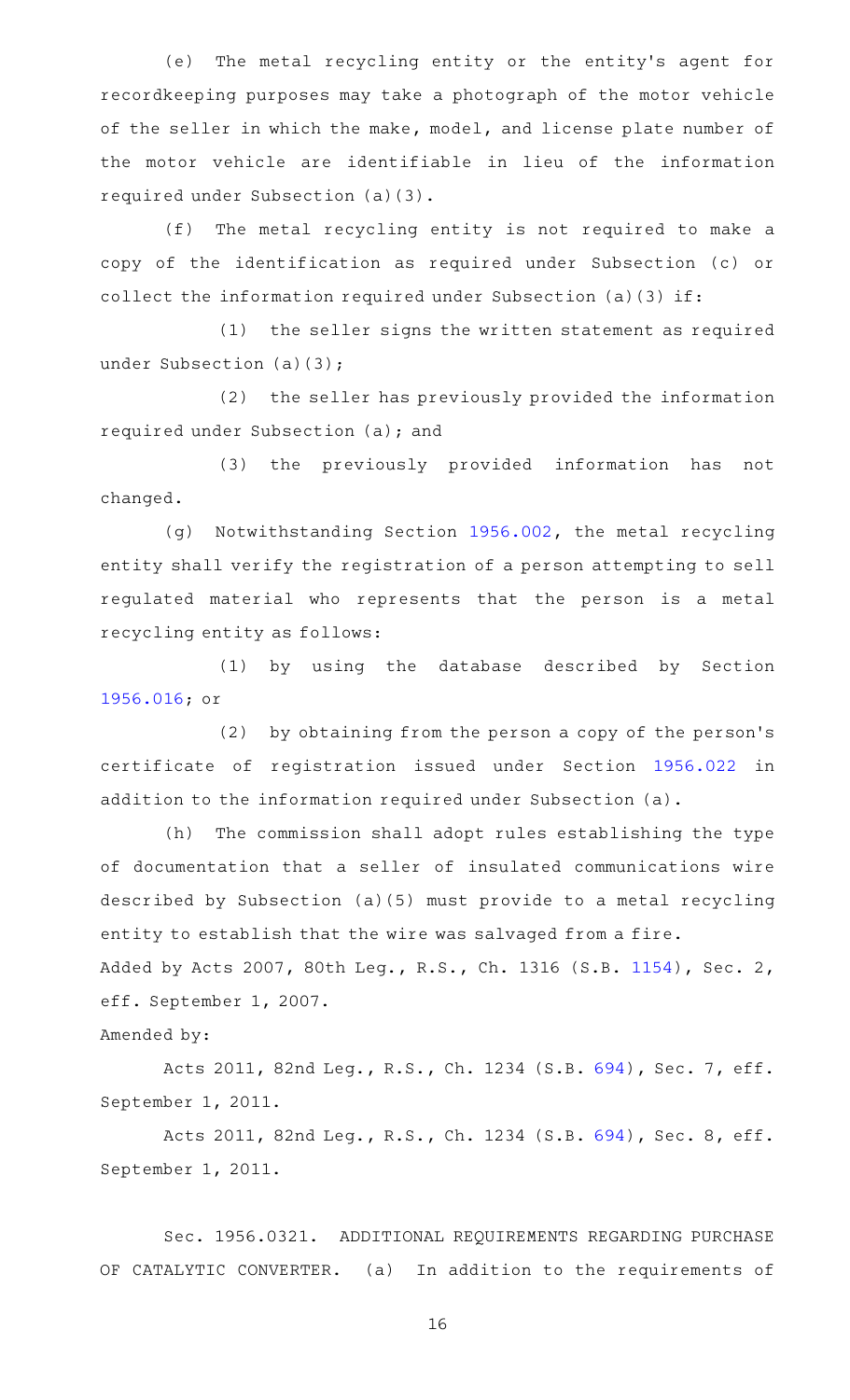(e) The metal recycling entity or the entity's agent for recordkeeping purposes may take a photograph of the motor vehicle of the seller in which the make, model, and license plate number of the motor vehicle are identifiable in lieu of the information required under Subsection (a)(3).

(f) The metal recycling entity is not required to make a copy of the identification as required under Subsection (c) or collect the information required under Subsection (a)(3) if:

(1) the seller signs the written statement as required under Subsection (a)(3);

(2) the seller has previously provided the information required under Subsection (a); and

(3) the previously provided information has not changed.

(g) Notwithstanding Section 1956.002, the metal recycling entity shall verify the registration of a person attempting to sell regulated material who represents that the person is a metal recycling entity as follows:

(1) by using the database described by Section 1956.016; or

(2) by obtaining from the person a copy of the person's certificate of registration issued under Section 1956.022 in addition to the information required under Subsection (a).

(h) The commission shall adopt rules establishing the type of documentation that a seller of insulated communications wire described by Subsection (a)(5) must provide to a metal recycling entity to establish that the wire was salvaged from a fire.

Added by Acts 2007, 80th Leg., R.S., Ch. 1316 (S.B. 1154), Sec. 2, eff. September 1, 2007.

Amended by:

Acts 2011, 82nd Leg., R.S., Ch. 1234 (S.B. 694), Sec. 7, eff. September 1, 2011.

Acts 2011, 82nd Leg., R.S., Ch. 1234 (S.B. 694), Sec. 8, eff. September 1, 2011.

Sec. 1956.0321. ADDITIONAL REQUIREMENTS REGARDING PURCHASE OF CATALYTIC CONVERTER. (a) In addition to the requirements of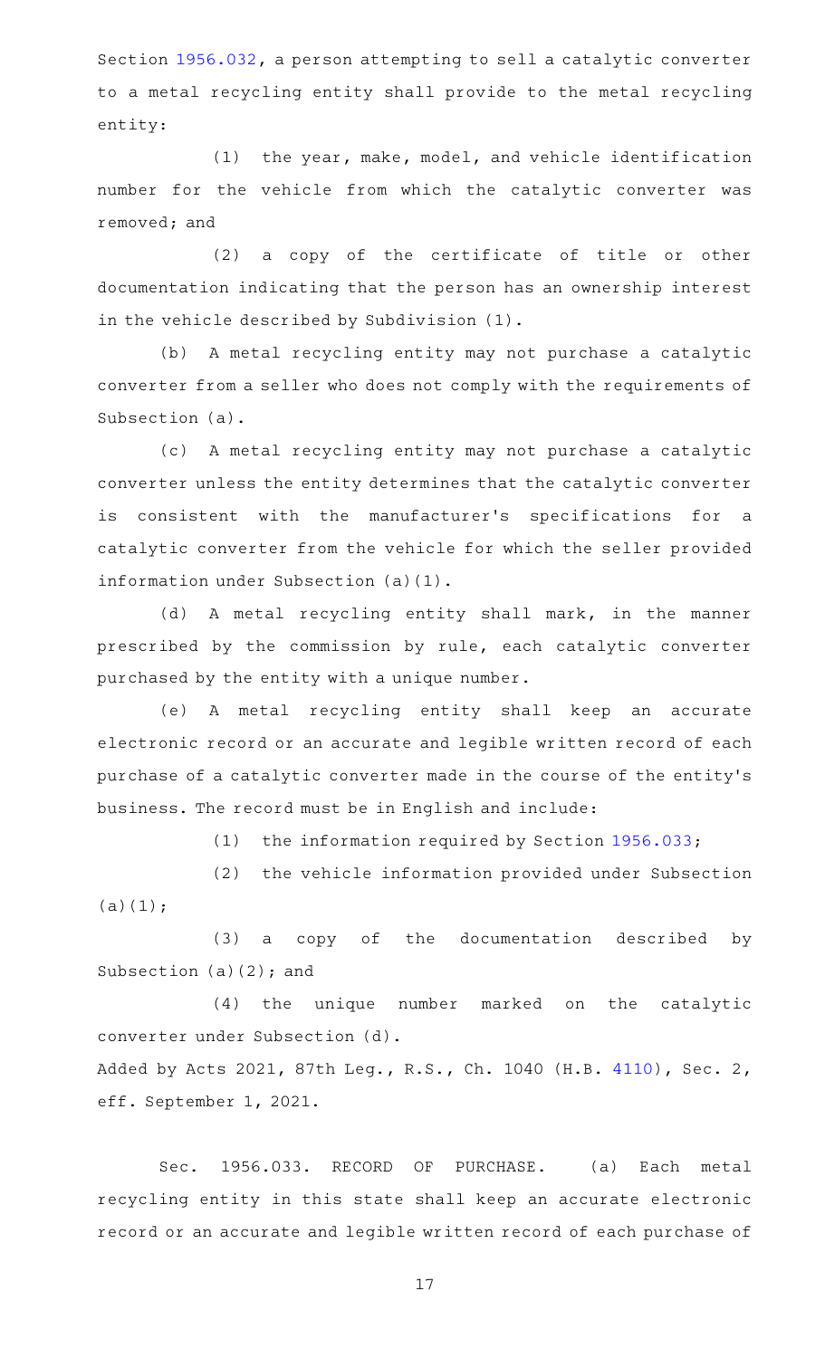Section 1956.032, a person attempting to sell a catalytic converter to a metal recycling entity shall provide to the metal recycling entity:

(1) the year, make, model, and vehicle identification number for the vehicle from which the catalytic converter was removed; and

(2) a copy of the certificate of title or other documentation indicating that the person has an ownership interest in the vehicle described by Subdivision (1).

(b) A metal recycling entity may not purchase a catalytic converter from a seller who does not comply with the requirements of Subsection (a).

(c) A metal recycling entity may not purchase a catalytic converter unless the entity determines that the catalytic converter is consistent with the manufacturer's specifications for a catalytic converter from the vehicle for which the seller provided information under Subsection (a)(1).

(d) A metal recycling entity shall mark, in the manner prescribed by the commission by rule, each catalytic converter purchased by the entity with a unique number.

(e) A metal recycling entity shall keep an accurate electronic record or an accurate and legible written record of each purchase of a catalytic converter made in the course of the entity's business. The record must be in English and include:

(1) the information required by Section 1956.033;

(2) the vehicle information provided under Subsection (a)(1);

(3) a copy of the documentation described by Subsection (a)(2); and

(4) the unique number marked on the catalytic converter under Subsection (d).

Added by Acts 2021, 87th Leg., R.S., Ch. 1040 (H.B. 4110), Sec. 2, eff. September 1, 2021.

Sec. 1956.033. RECORD OF PURCHASE. (a) Each metal recycling entity in this state shall keep an accurate electronic record or an accurate and legible written record of each purchase of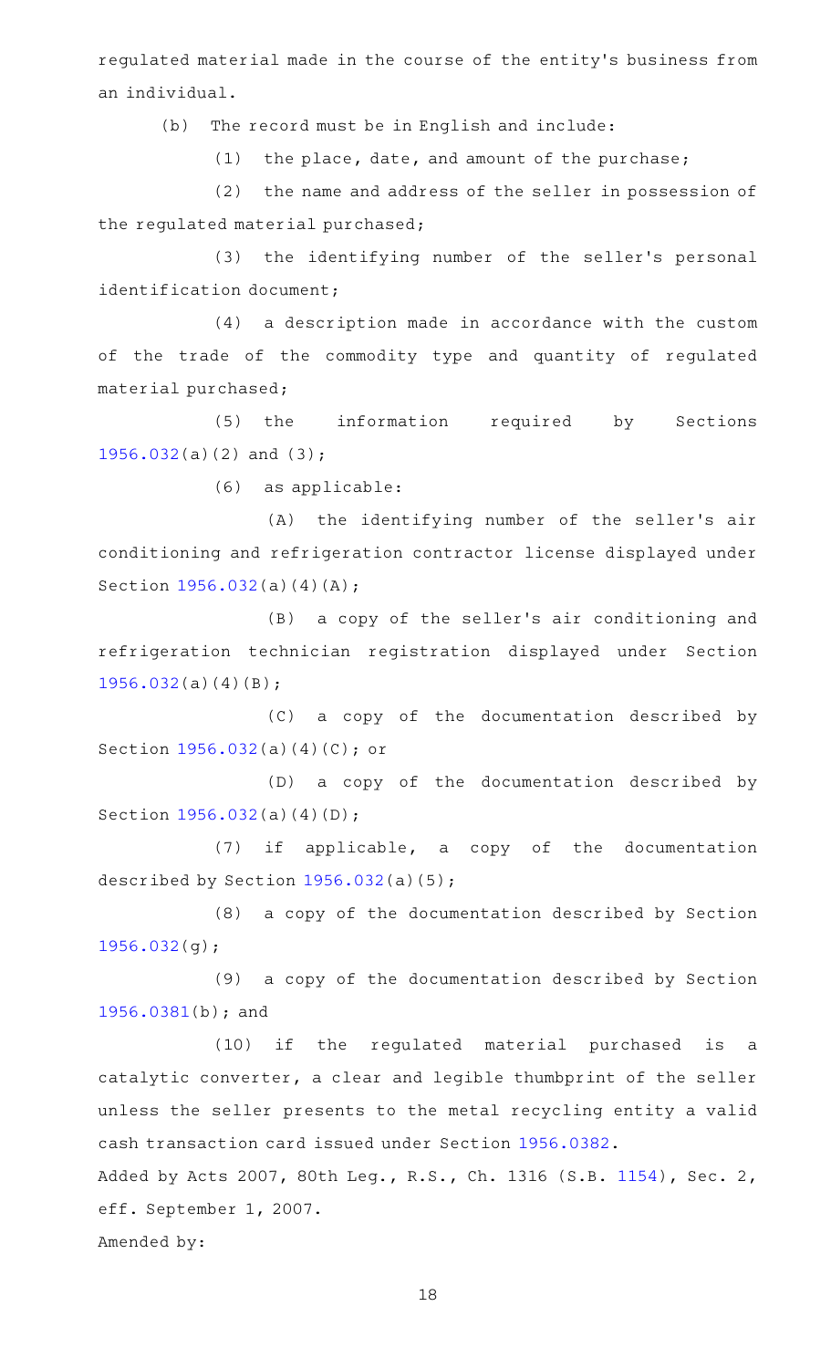regulated material made in the course of the entity's business from an individual.

(b) The record must be in English and include:

(1) the place, date, and amount of the purchase;

(2) the name and address of the seller in possession of the regulated material purchased;

(3) the identifying number of the seller's personal identification document;

(4) a description made in accordance with the custom of the trade of the commodity type and quantity of regulated material purchased;

(5) the information required by Sections 1956.032(a)(2) and (3);

(6) as applicable:

(A) the identifying number of the seller's air conditioning and refrigeration contractor license displayed under Section 1956.032(a)(4)(A);

(B) a copy of the seller's air conditioning and refrigeration technician registration displayed under Section 1956.032(a)(4)(B);

(C) a copy of the documentation described by Section 1956.032(a)(4)(C); or

(D) a copy of the documentation described by Section 1956.032(a)(4)(D);

(7) if applicable, a copy of the documentation described by Section 1956.032(a)(5);

(8) a copy of the documentation described by Section 1956.032(g);

(9) a copy of the documentation described by Section 1956.0381(b); and

(10) if the regulated material purchased is a catalytic converter, a clear and legible thumbprint of the seller unless the seller presents to the metal recycling entity a valid cash transaction card issued under Section 1956.0382.

Added by Acts 2007, 80th Leg., R.S., Ch. 1316 (S.B. 1154), Sec. 2, eff. September 1, 2007.

Amended by: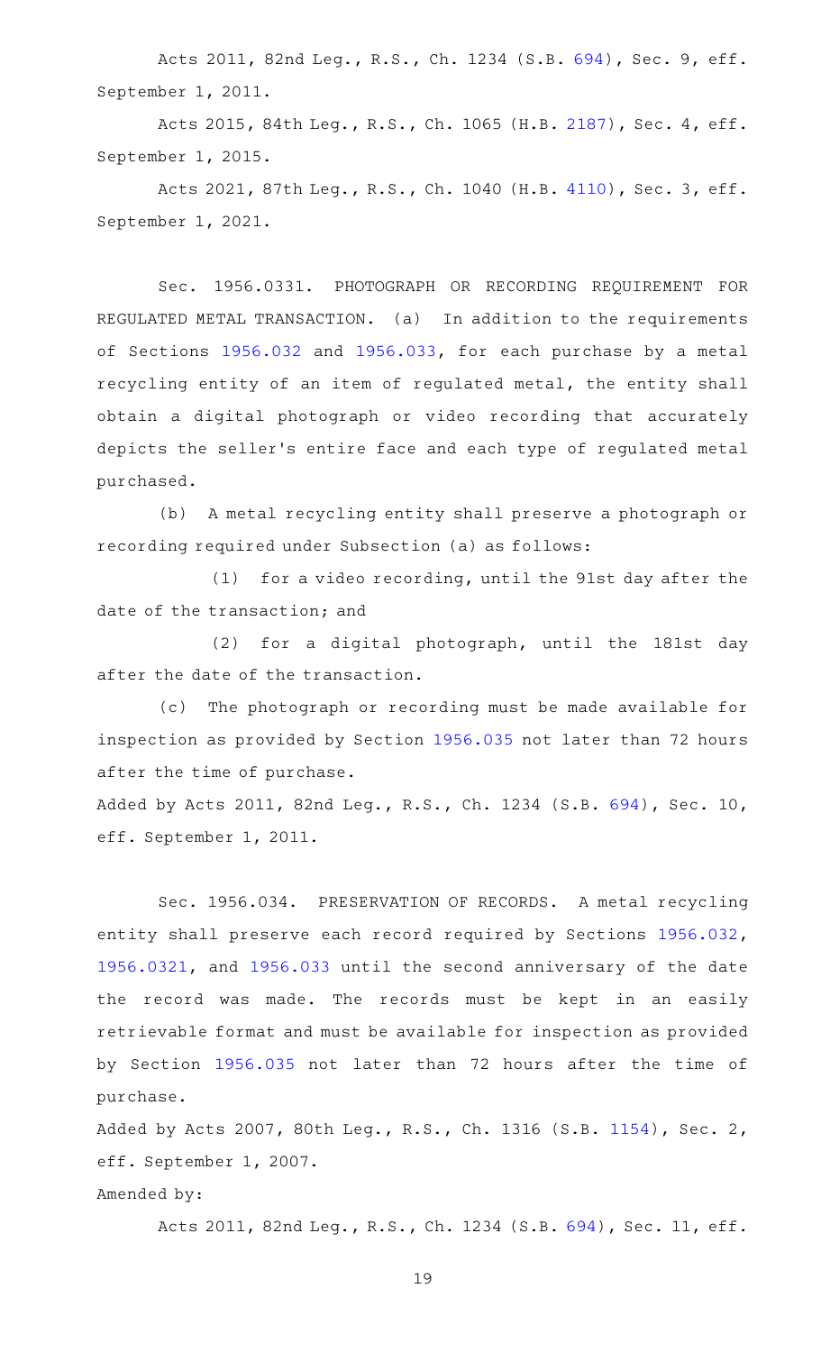Acts 2011, 82nd Leg., R.S., Ch. 1234 (S.B. 694), Sec. 9, eff. September 1, 2011.

Acts 2015, 84th Leg., R.S., Ch. 1065 (H.B. 2187), Sec. 4, eff. September 1, 2015.

Acts 2021, 87th Leg., R.S., Ch. 1040 (H.B. 4110), Sec. 3, eff. September 1, 2021.

Sec. 1956.0331. PHOTOGRAPH OR RECORDING REQUIREMENT FOR REGULATED METAL TRANSACTION. (a) In addition to the requirements of Sections 1956.032 and 1956.033, for each purchase by a metal recycling entity of an item of regulated metal, the entity shall obtain a digital photograph or video recording that accurately depicts the seller's entire face and each type of regulated metal purchased.

(b) A metal recycling entity shall preserve a photograph or recording required under Subsection (a) as follows:

(1) for a video recording, until the 91st day after the date of the transaction; and

(2) for a digital photograph, until the 181st day after the date of the transaction.

(c) The photograph or recording must be made available for inspection as provided by Section 1956.035 not later than 72 hours after the time of purchase.

Added by Acts 2011, 82nd Leg., R.S., Ch. 1234 (S.B. 694), Sec. 10, eff. September 1, 2011.

Sec. 1956.034. PRESERVATION OF RECORDS. A metal recycling entity shall preserve each record required by Sections 1956.032, 1956.0321, and 1956.033 until the second anniversary of the date the record was made. The records must be kept in an easily retrievable format and must be available for inspection as provided by Section 1956.035 not later than 72 hours after the time of purchase.

Added by Acts 2007, 80th Leg., R.S., Ch. 1316 (S.B. 1154), Sec. 2, eff. September 1, 2007.

Amended by:

Acts 2011, 82nd Leg., R.S., Ch. 1234 (S.B. 694), Sec. 11, eff.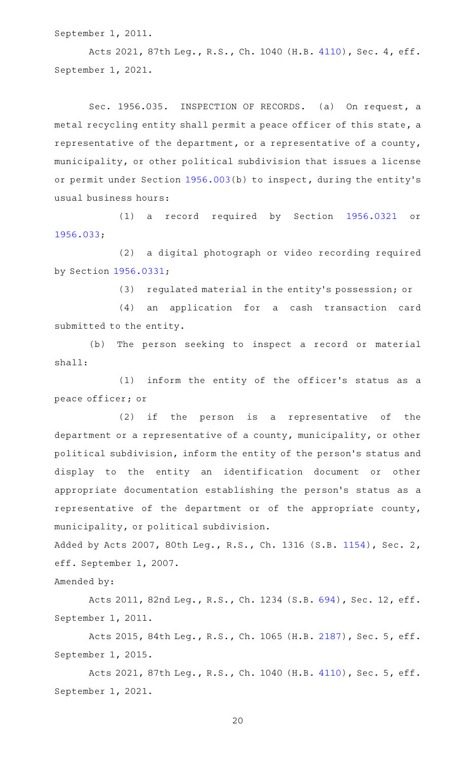September 1, 2011.

Acts 2021, 87th Leg., R.S., Ch. 1040 (H.B. 4110), Sec. 4, eff. September 1, 2021.

Sec. 1956.035. INSPECTION OF RECORDS. (a) On request, a metal recycling entity shall permit a peace officer of this state, a representative of the department, or a representative of a county, municipality, or other political subdivision that issues a license or permit under Section 1956.003(b) to inspect, during the entity's usual business hours:

(1) a record required by Section 1956.0321 or 1956.033;

(2) a digital photograph or video recording required by Section 1956.0331;

(3) regulated material in the entity's possession; or

(4) an application for a cash transaction card submitted to the entity.

(b) The person seeking to inspect a record or material shall:

(1) inform the entity of the officer's status as a peace officer; or

(2) if the person is a representative of the department or a representative of a county, municipality, or other political subdivision, inform the entity of the person's status and display to the entity an identification document or other appropriate documentation establishing the person's status as a representative of the department or of the appropriate county, municipality, or political subdivision.

Added by Acts 2007, 80th Leg., R.S., Ch. 1316 (S.B. 1154), Sec. 2, eff. September 1, 2007.

Amended by:

Acts 2011, 82nd Leg., R.S., Ch. 1234 (S.B. 694), Sec. 12, eff. September 1, 2011.

Acts 2015, 84th Leg., R.S., Ch. 1065 (H.B. 2187), Sec. 5, eff. September 1, 2015.

Acts 2021, 87th Leg., R.S., Ch. 1040 (H.B. 4110), Sec. 5, eff. September 1, 2021.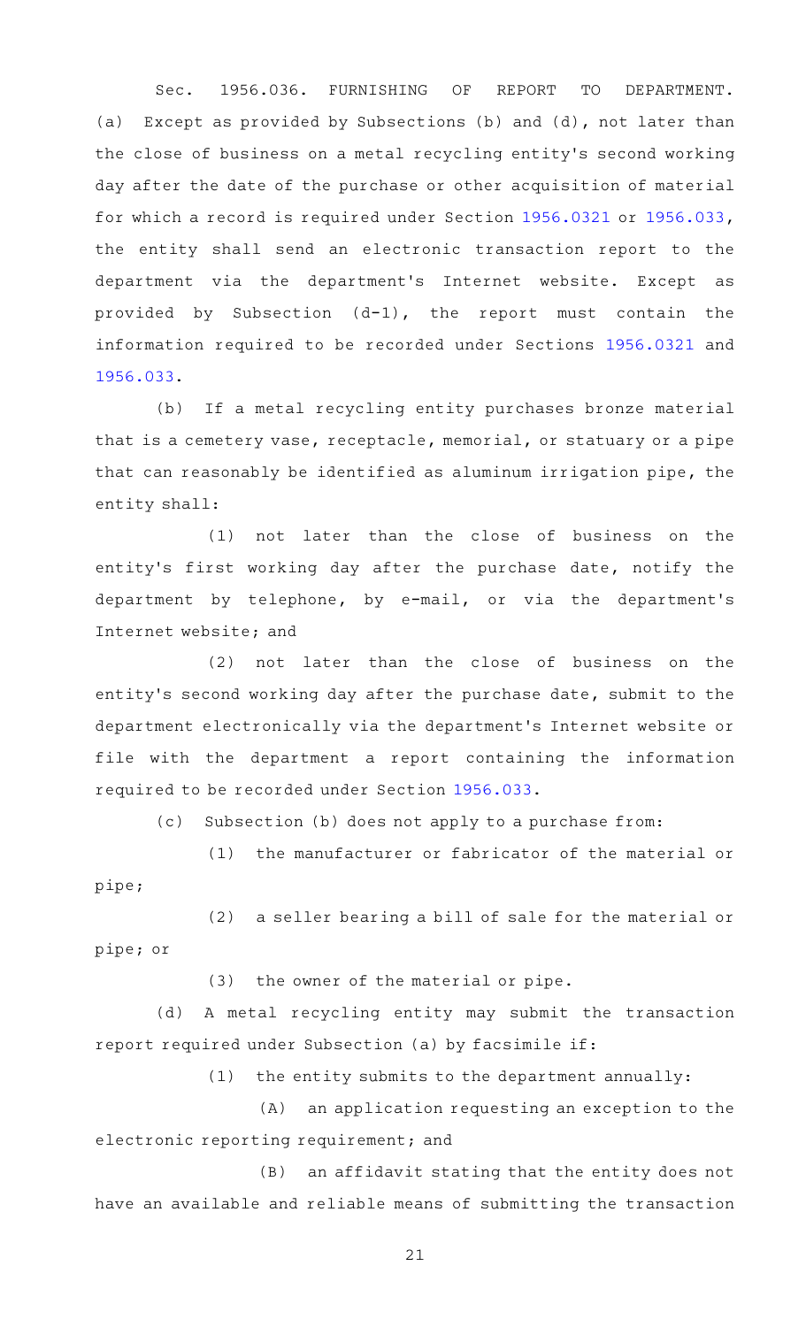Sec. 1956.036. FURNISHING OF REPORT TO DEPARTMENT. (a) Except as provided by Subsections (b) and (d), not later than the close of business on a metal recycling entity's second working day after the date of the purchase or other acquisition of material for which a record is required under Section 1956.0321 or 1956.033, the entity shall send an electronic transaction report to the department via the department's Internet website. Except as provided by Subsection (d-1), the report must contain the information required to be recorded under Sections 1956.0321 and 1956.033.

(b) If a metal recycling entity purchases bronze material that is a cemetery vase, receptacle, memorial, or statuary or a pipe that can reasonably be identified as aluminum irrigation pipe, the entity shall:

(1) not later than the close of business on the entity's first working day after the purchase date, notify the department by telephone, by e-mail, or via the department's Internet website; and

(2) not later than the close of business on the entity's second working day after the purchase date, submit to the department electronically via the department's Internet website or file with the department a report containing the information required to be recorded under Section 1956.033.

(c) Subsection (b) does not apply to a purchase from:

(1) the manufacturer or fabricator of the material or pipe;

(2) a seller bearing a bill of sale for the material or pipe; or

(3) the owner of the material or pipe.

(d) A metal recycling entity may submit the transaction report required under Subsection (a) by facsimile if:

(1) the entity submits to the department annually:

(A) an application requesting an exception to the electronic reporting requirement; and

(B) an affidavit stating that the entity does not have an available and reliable means of submitting the transaction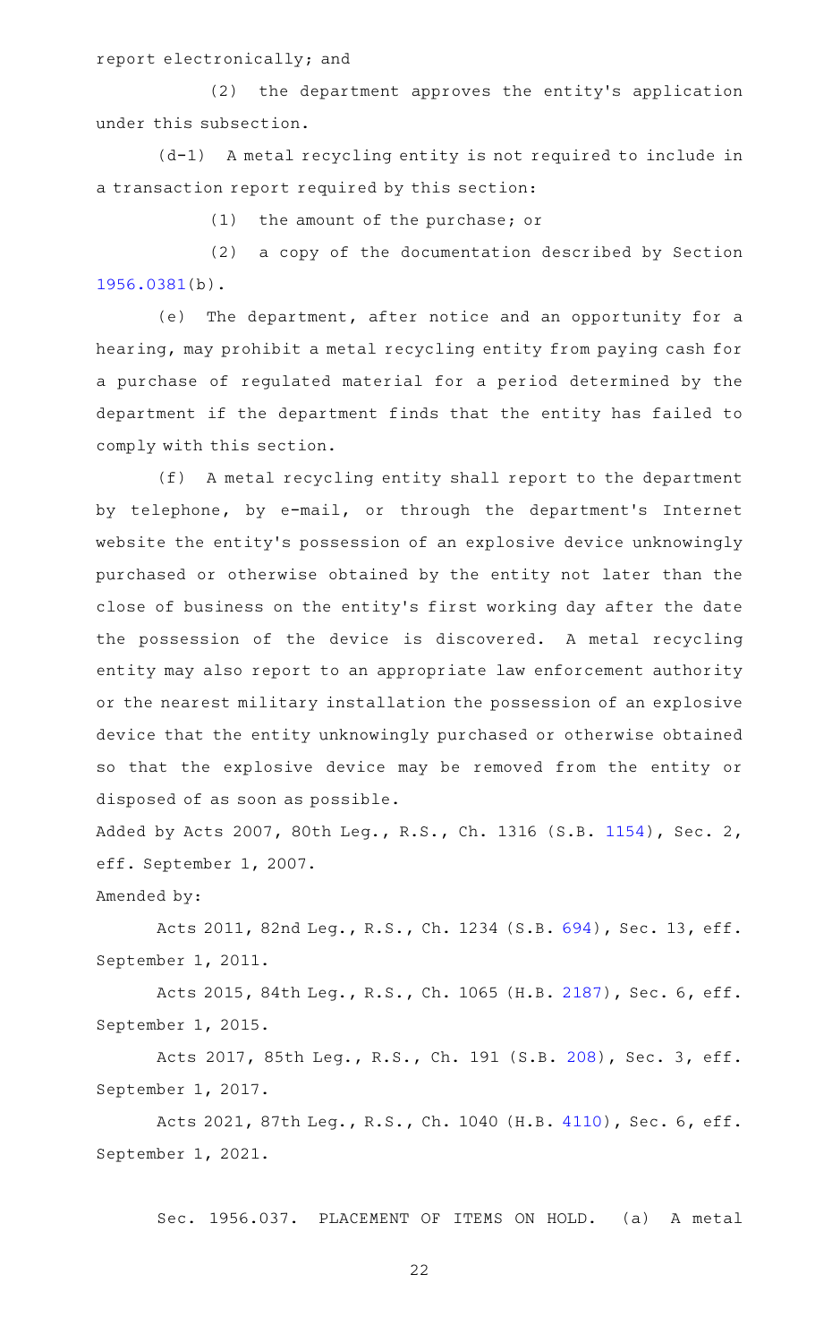report electronically; and

(2) the department approves the entity's application under this subsection.

(d-1) A metal recycling entity is not required to include in a transaction report required by this section:

(1) the amount of the purchase; or

(2) a copy of the documentation described by Section 1956.0381(b).

(e) The department, after notice and an opportunity for a hearing, may prohibit a metal recycling entity from paying cash for a purchase of regulated material for a period determined by the department if the department finds that the entity has failed to comply with this section.

(f) A metal recycling entity shall report to the department by telephone, by e-mail, or through the department's Internet website the entity's possession of an explosive device unknowingly purchased or otherwise obtained by the entity not later than the close of business on the entity's first working day after the date the possession of the device is discovered. A metal recycling entity may also report to an appropriate law enforcement authority or the nearest military installation the possession of an explosive device that the entity unknowingly purchased or otherwise obtained so that the explosive device may be removed from the entity or disposed of as soon as possible.

Added by Acts 2007, 80th Leg., R.S., Ch. 1316 (S.B. 1154), Sec. 2, eff. September 1, 2007.

Amended by:

Acts 2011, 82nd Leg., R.S., Ch. 1234 (S.B. 694), Sec. 13, eff. September 1, 2011.

Acts 2015, 84th Leg., R.S., Ch. 1065 (H.B. 2187), Sec. 6, eff. September 1, 2015.

Acts 2017, 85th Leg., R.S., Ch. 191 (S.B. 208), Sec. 3, eff. September 1, 2017.

Acts 2021, 87th Leg., R.S., Ch. 1040 (H.B. 4110), Sec. 6, eff. September 1, 2021.

Sec. 1956.037. PLACEMENT OF ITEMS ON HOLD. (a) A metal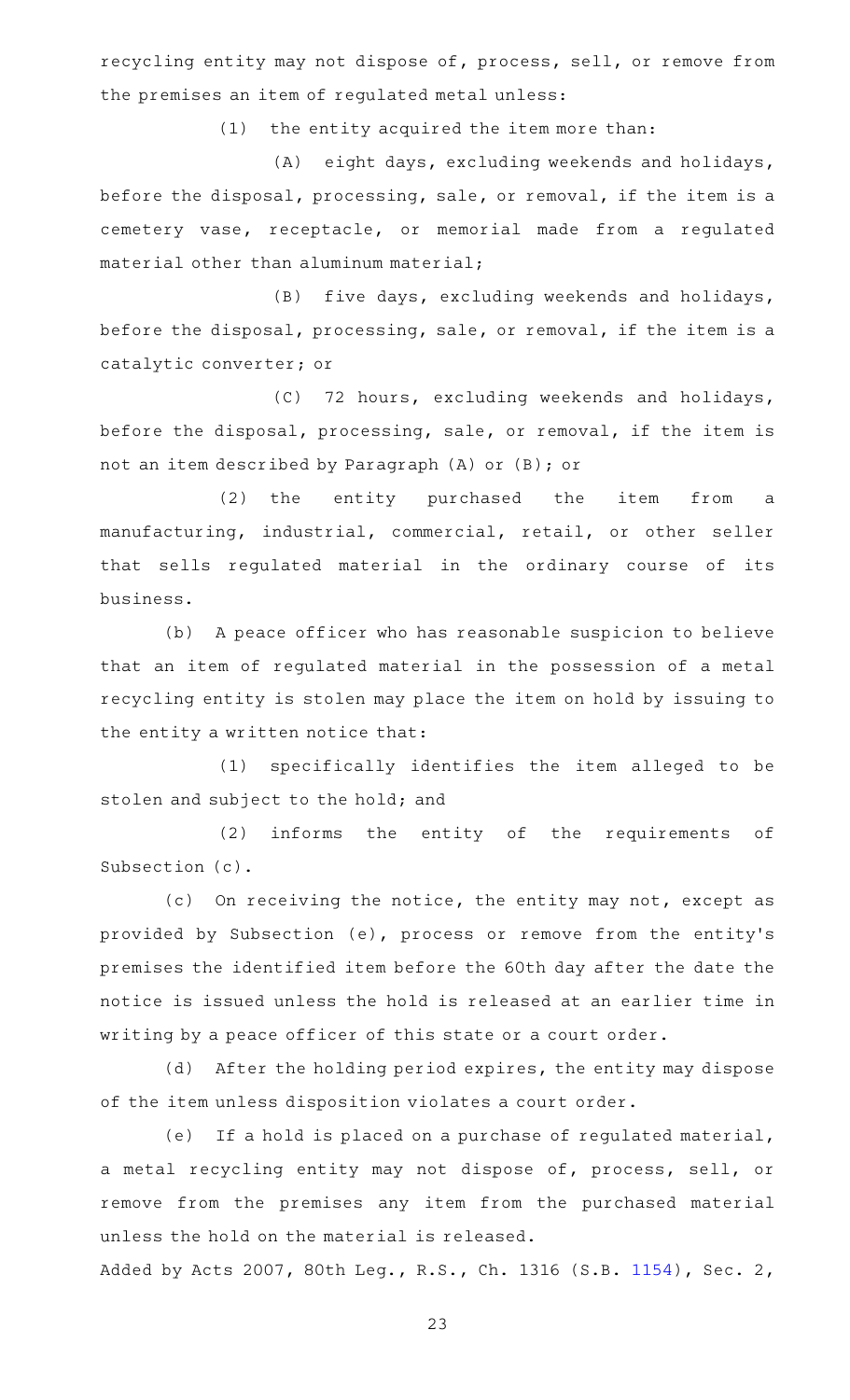recycling entity may not dispose of, process, sell, or remove from the premises an item of regulated metal unless:

(1) the entity acquired the item more than:

(A) eight days, excluding weekends and holidays, before the disposal, processing, sale, or removal, if the item is a cemetery vase, receptacle, or memorial made from a regulated material other than aluminum material;

(B) five days, excluding weekends and holidays, before the disposal, processing, sale, or removal, if the item is a catalytic converter; or

(C) 72 hours, excluding weekends and holidays, before the disposal, processing, sale, or removal, if the item is not an item described by Paragraph (A) or (B); or

(2) the entity purchased the item from a manufacturing, industrial, commercial, retail, or other seller that sells regulated material in the ordinary course of its business.

(b) A peace officer who has reasonable suspicion to believe that an item of regulated material in the possession of a metal recycling entity is stolen may place the item on hold by issuing to the entity a written notice that:

(1) specifically identifies the item alleged to be stolen and subject to the hold; and

(2) informs the entity of the requirements of Subsection (c).

(c) On receiving the notice, the entity may not, except as provided by Subsection (e), process or remove from the entity's premises the identified item before the 60th day after the date the notice is issued unless the hold is released at an earlier time in writing by a peace officer of this state or a court order.

(d) After the holding period expires, the entity may dispose of the item unless disposition violates a court order.

(e) If a hold is placed on a purchase of regulated material, a metal recycling entity may not dispose of, process, sell, or remove from the premises any item from the purchased material unless the hold on the material is released.

Added by Acts 2007, 80th Leg., R.S., Ch. 1316 (S.B. 1154), Sec. 2,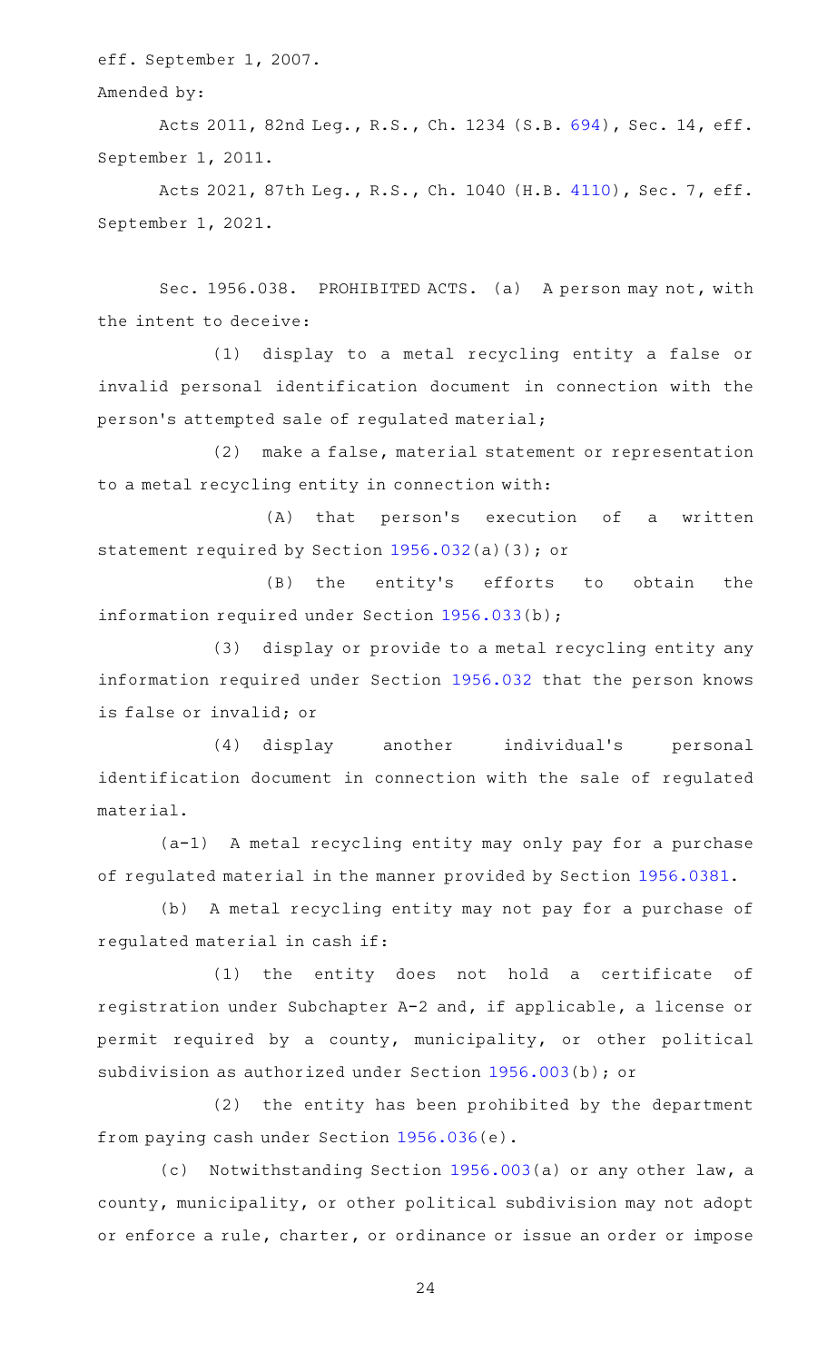eff. September 1, 2007.

Amended by:

Acts 2011, 82nd Leg., R.S., Ch. 1234 (S.B. 694), Sec. 14, eff. September 1, 2011.

Acts 2021, 87th Leg., R.S., Ch. 1040 (H.B. 4110), Sec. 7, eff. September 1, 2021.

Sec. 1956.038. PROHIBITED ACTS. (a) A person may not, with the intent to deceive:

(1) display to a metal recycling entity a false or invalid personal identification document in connection with the person's attempted sale of regulated material;

(2) make a false, material statement or representation to a metal recycling entity in connection with:

(A) that person's execution of a written statement required by Section 1956.032(a)(3); or

(B) the entity's efforts to obtain the information required under Section 1956.033(b);

(3) display or provide to a metal recycling entity any information required under Section 1956.032 that the person knows is false or invalid; or

(4) display another individual's personal identification document in connection with the sale of regulated material.

(a-1) A metal recycling entity may only pay for a purchase of regulated material in the manner provided by Section 1956.0381.

(b) A metal recycling entity may not pay for a purchase of regulated material in cash if:

(1) the entity does not hold a certificate of registration under Subchapter A-2 and, if applicable, a license or permit required by a county, municipality, or other political subdivision as authorized under Section 1956.003(b); or

(2) the entity has been prohibited by the department from paying cash under Section 1956.036(e).

(c) Notwithstanding Section 1956.003(a) or any other law, a county, municipality, or other political subdivision may not adopt or enforce a rule, charter, or ordinance or issue an order or impose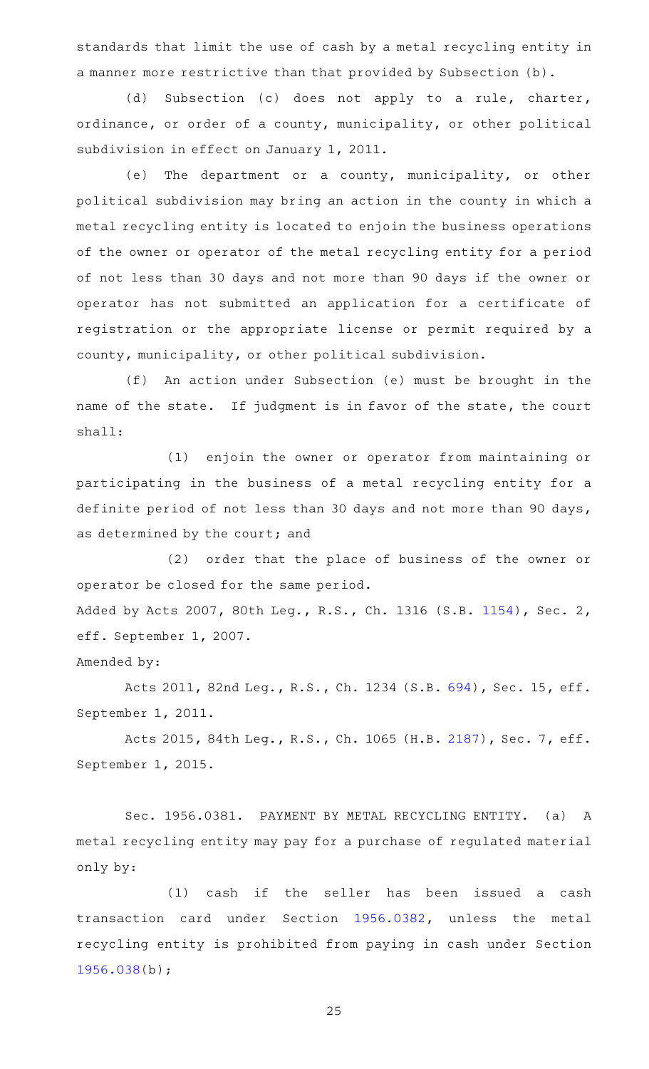standards that limit the use of cash by a metal recycling entity in a manner more restrictive than that provided by Subsection (b).

(d) Subsection (c) does not apply to a rule, charter, ordinance, or order of a county, municipality, or other political subdivision in effect on January 1, 2011.

(e) The department or a county, municipality, or other political subdivision may bring an action in the county in which a metal recycling entity is located to enjoin the business operations of the owner or operator of the metal recycling entity for a period of not less than 30 days and not more than 90 days if the owner or operator has not submitted an application for a certificate of registration or the appropriate license or permit required by a county, municipality, or other political subdivision.

(f) An action under Subsection (e) must be brought in the name of the state. If judgment is in favor of the state, the court shall:

(1) enjoin the owner or operator from maintaining or participating in the business of a metal recycling entity for a definite period of not less than 30 days and not more than 90 days, as determined by the court; and

(2) order that the place of business of the owner or operator be closed for the same period.

Added by Acts 2007, 80th Leg., R.S., Ch. 1316 (S.B. 1154), Sec. 2, eff. September 1, 2007.

Amended by:

Acts 2011, 82nd Leg., R.S., Ch. 1234 (S.B. 694), Sec. 15, eff. September 1, 2011.

Acts 2015, 84th Leg., R.S., Ch. 1065 (H.B. 2187), Sec. 7, eff. September 1, 2015.

Sec. 1956.0381. PAYMENT BY METAL RECYCLING ENTITY. (a) A metal recycling entity may pay for a purchase of regulated material only by:

(1) cash if the seller has been issued a cash transaction card under Section 1956.0382, unless the metal recycling entity is prohibited from paying in cash under Section 1956.038(b);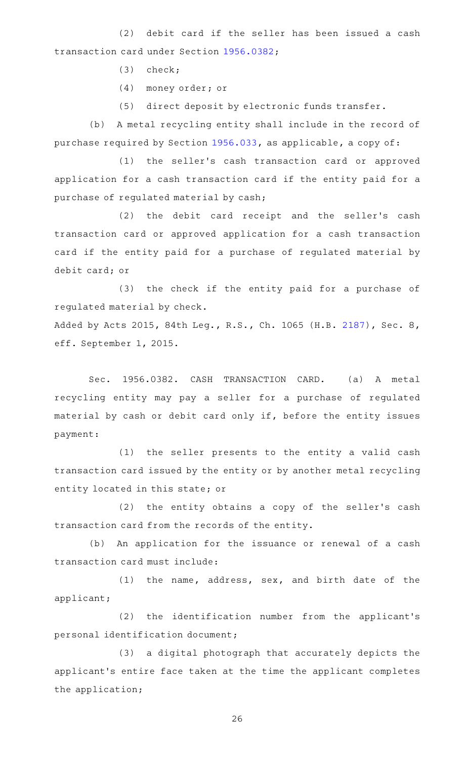(2) debit card if the seller has been issued a cash transaction card under Section 1956.0382;

(3) check;

(4) money order; or

(5) direct deposit by electronic funds transfer.

(b) A metal recycling entity shall include in the record of purchase required by Section 1956.033, as applicable, a copy of:

(1) the seller's cash transaction card or approved application for a cash transaction card if the entity paid for a purchase of regulated material by cash;

(2) the debit card receipt and the seller's cash transaction card or approved application for a cash transaction card if the entity paid for a purchase of regulated material by debit card; or

(3) the check if the entity paid for a purchase of regulated material by check.

Added by Acts 2015, 84th Leg., R.S., Ch. 1065 (H.B. 2187), Sec. 8, eff. September 1, 2015.

Sec. 1956.0382. CASH TRANSACTION CARD. (a) A metal recycling entity may pay a seller for a purchase of regulated material by cash or debit card only if, before the entity issues payment:

(1) the seller presents to the entity a valid cash transaction card issued by the entity or by another metal recycling entity located in this state; or

(2) the entity obtains a copy of the seller's cash transaction card from the records of the entity.

(b) An application for the issuance or renewal of a cash transaction card must include:

(1) the name, address, sex, and birth date of the applicant;

(2) the identification number from the applicant's personal identification document;

(3) a digital photograph that accurately depicts the applicant's entire face taken at the time the applicant completes the application;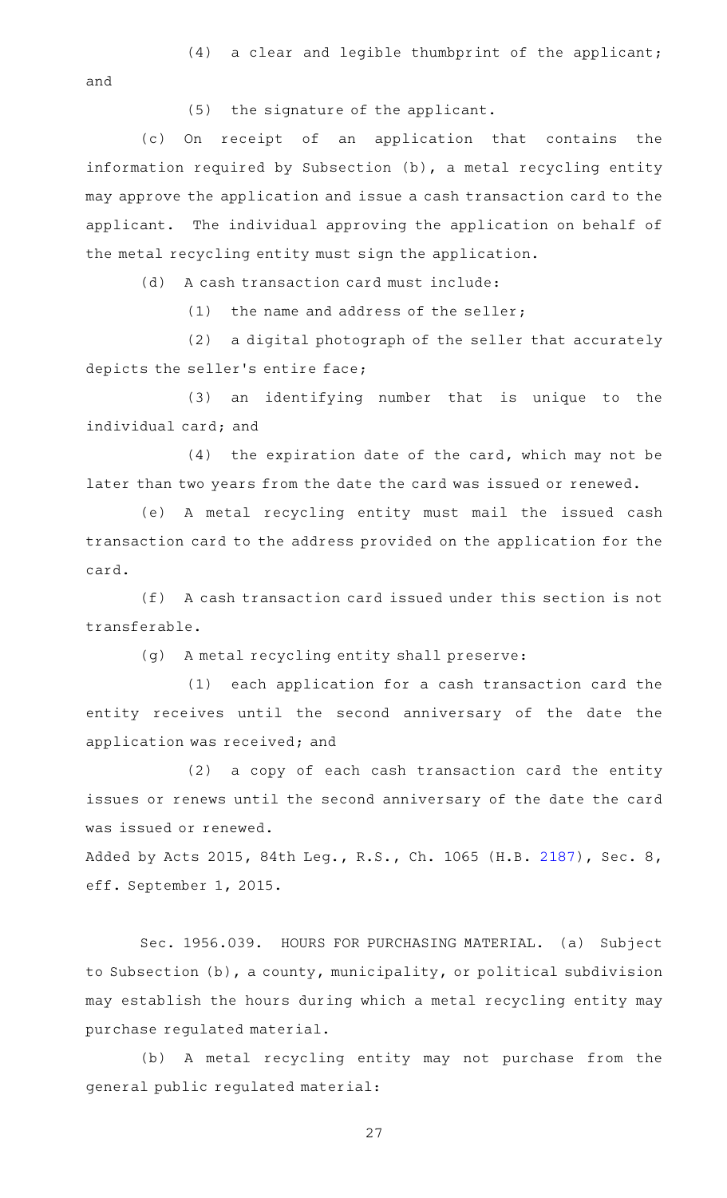(4) a clear and legible thumbprint of the applicant; and

(5) the signature of the applicant.

(c) On receipt of an application that contains the information required by Subsection (b), a metal recycling entity may approve the application and issue a cash transaction card to the applicant. The individual approving the application on behalf of the metal recycling entity must sign the application.

(d) A cash transaction card must include:

(1) the name and address of the seller;

(2) a digital photograph of the seller that accurately depicts the seller's entire face;

(3) an identifying number that is unique to the individual card; and

(4) the expiration date of the card, which may not be later than two years from the date the card was issued or renewed.

(e) A metal recycling entity must mail the issued cash transaction card to the address provided on the application for the card.

(f) A cash transaction card issued under this section is not transferable.

(g) A metal recycling entity shall preserve:

(1) each application for a cash transaction card the entity receives until the second anniversary of the date the application was received; and

(2) a copy of each cash transaction card the entity issues or renews until the second anniversary of the date the card was issued or renewed.

Added by Acts 2015, 84th Leg., R.S., Ch. 1065 (H.B. 2187), Sec. 8, eff. September 1, 2015.

Sec. 1956.039. HOURS FOR PURCHASING MATERIAL. (a) Subject to Subsection (b), a county, municipality, or political subdivision may establish the hours during which a metal recycling entity may purchase regulated material.

(b) A metal recycling entity may not purchase from the general public regulated material: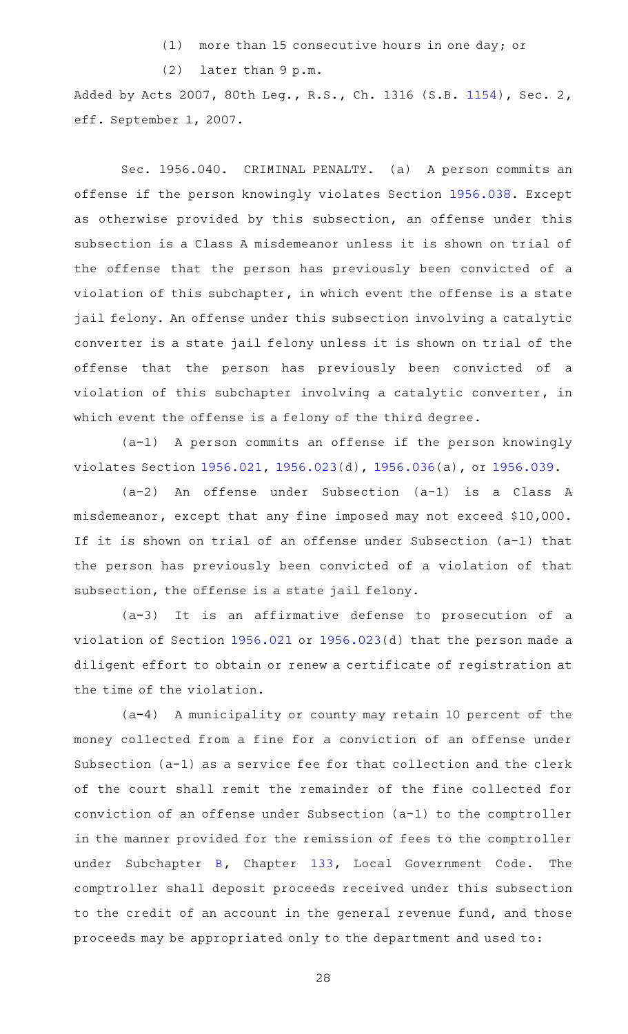(1) more than 15 consecutive hours in one day; or

(2) later than 9 p.m.

Added by Acts 2007, 80th Leg., R.S., Ch. 1316 (S.B. 1154), Sec. 2, eff. September 1, 2007.

Sec. 1956.040. CRIMINAL PENALTY. (a) A person commits an offense if the person knowingly violates Section 1956.038. Except as otherwise provided by this subsection, an offense under this subsection is a Class A misdemeanor unless it is shown on trial of the offense that the person has previously been convicted of a violation of this subchapter, in which event the offense is a state jail felony. An offense under this subsection involving a catalytic converter is a state jail felony unless it is shown on trial of the offense that the person has previously been convicted of a violation of this subchapter involving a catalytic converter, in which event the offense is a felony of the third degree.

(a-1) A person commits an offense if the person knowingly violates Section 1956.021, 1956.023(d), 1956.036(a), or 1956.039.

(a-2) An offense under Subsection (a-1) is a Class A misdemeanor, except that any fine imposed may not exceed $10,000. If it is shown on trial of an offense under Subsection (a-1) that the person has previously been convicted of a violation of that subsection, the offense is a state jail felony.

(a-3) It is an affirmative defense to prosecution of a violation of Section 1956.021 or 1956.023(d) that the person made a diligent effort to obtain or renew a certificate of registration at the time of the violation.

(a-4) A municipality or county may retain 10 percent of the money collected from a fine for a conviction of an offense under Subsection (a-1) as a service fee for that collection and the clerk of the court shall remit the remainder of the fine collected for conviction of an offense under Subsection (a-1) to the comptroller in the manner provided for the remission of fees to the comptroller under Subchapter B, Chapter 133, Local Government Code. The comptroller shall deposit proceeds received under this subsection to the credit of an account in the general revenue fund, and those proceeds may be appropriated only to the department and used to: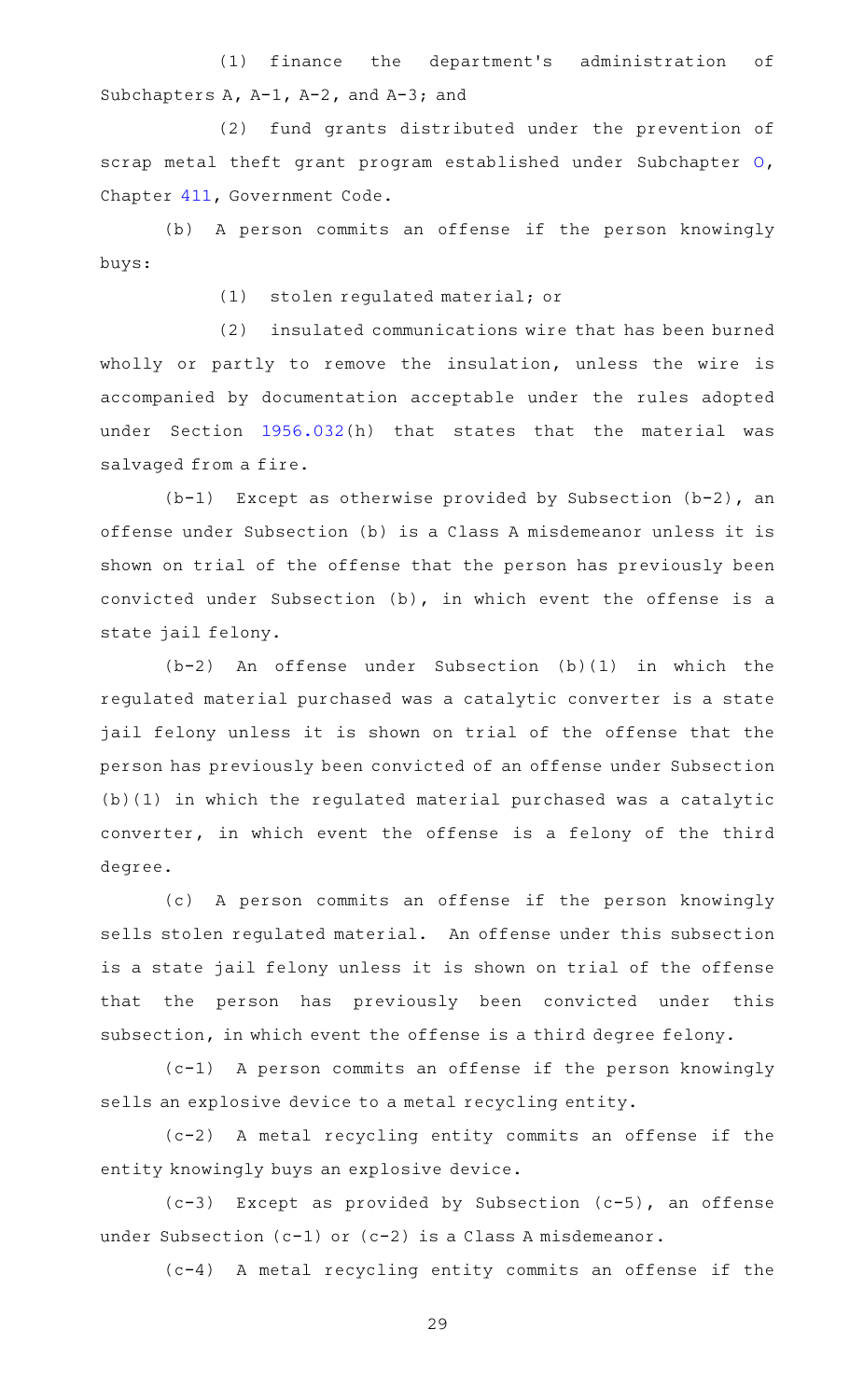(1) finance the department's administration of Subchapters A, A-1, A-2, and A-3; and

(2) fund grants distributed under the prevention of scrap metal theft grant program established under Subchapter O, Chapter 411, Government Code.

(b) A person commits an offense if the person knowingly buys:

(1) stolen regulated material; or

(2) insulated communications wire that has been burned wholly or partly to remove the insulation, unless the wire is accompanied by documentation acceptable under the rules adopted under Section 1956.032(h) that states that the material was salvaged from a fire.

(b-1) Except as otherwise provided by Subsection (b-2), an offense under Subsection (b) is a Class A misdemeanor unless it is shown on trial of the offense that the person has previously been convicted under Subsection (b), in which event the offense is a state jail felony.

(b-2) An offense under Subsection (b)(1) in which the regulated material purchased was a catalytic converter is a state jail felony unless it is shown on trial of the offense that the person has previously been convicted of an offense under Subsection (b)(1) in which the regulated material purchased was a catalytic converter, in which event the offense is a felony of the third degree.

(c) A person commits an offense if the person knowingly sells stolen regulated material. An offense under this subsection is a state jail felony unless it is shown on trial of the offense that the person has previously been convicted under this subsection, in which event the offense is a third degree felony.

(c-1) A person commits an offense if the person knowingly sells an explosive device to a metal recycling entity.

(c-2) A metal recycling entity commits an offense if the entity knowingly buys an explosive device.

(c-3) Except as provided by Subsection (c-5), an offense under Subsection (c-1) or (c-2) is a Class A misdemeanor.

(c-4) A metal recycling entity commits an offense if the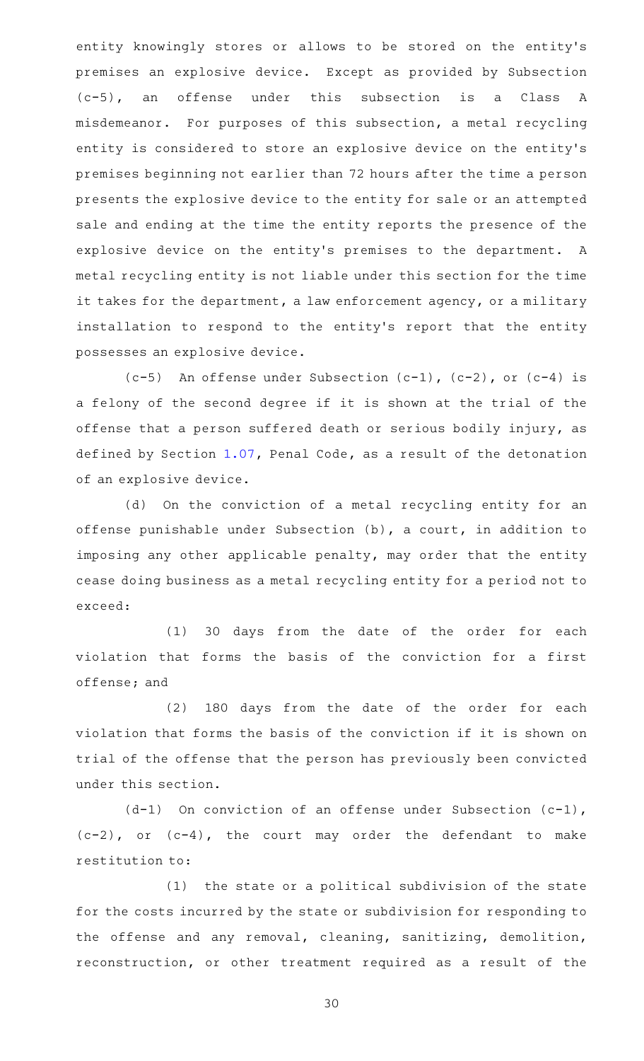entity knowingly stores or allows to be stored on the entity's premises an explosive device. Except as provided by Subsection (c-5), an offense under this subsection is a Class A misdemeanor. For purposes of this subsection, a metal recycling entity is considered to store an explosive device on the entity's premises beginning not earlier than 72 hours after the time a person presents the explosive device to the entity for sale or an attempted sale and ending at the time the entity reports the presence of the explosive device on the entity's premises to the department. A metal recycling entity is not liable under this section for the time it takes for the department, a law enforcement agency, or a military installation to respond to the entity's report that the entity possesses an explosive device.

(c-5) An offense under Subsection (c-1), (c-2), or (c-4) is a felony of the second degree if it is shown at the trial of the offense that a person suffered death or serious bodily injury, as defined by Section 1.07, Penal Code, as a result of the detonation of an explosive device.

(d) On the conviction of a metal recycling entity for an offense punishable under Subsection (b), a court, in addition to imposing any other applicable penalty, may order that the entity cease doing business as a metal recycling entity for a period not to exceed:

(1) 30 days from the date of the order for each violation that forms the basis of the conviction for a first offense; and

(2) 180 days from the date of the order for each violation that forms the basis of the conviction if it is shown on trial of the offense that the person has previously been convicted under this section.

(d-1) On conviction of an offense under Subsection (c-1), (c-2), or (c-4), the court may order the defendant to make restitution to:

(1) the state or a political subdivision of the state for the costs incurred by the state or subdivision for responding to the offense and any removal, cleaning, sanitizing, demolition, reconstruction, or other treatment required as a result of the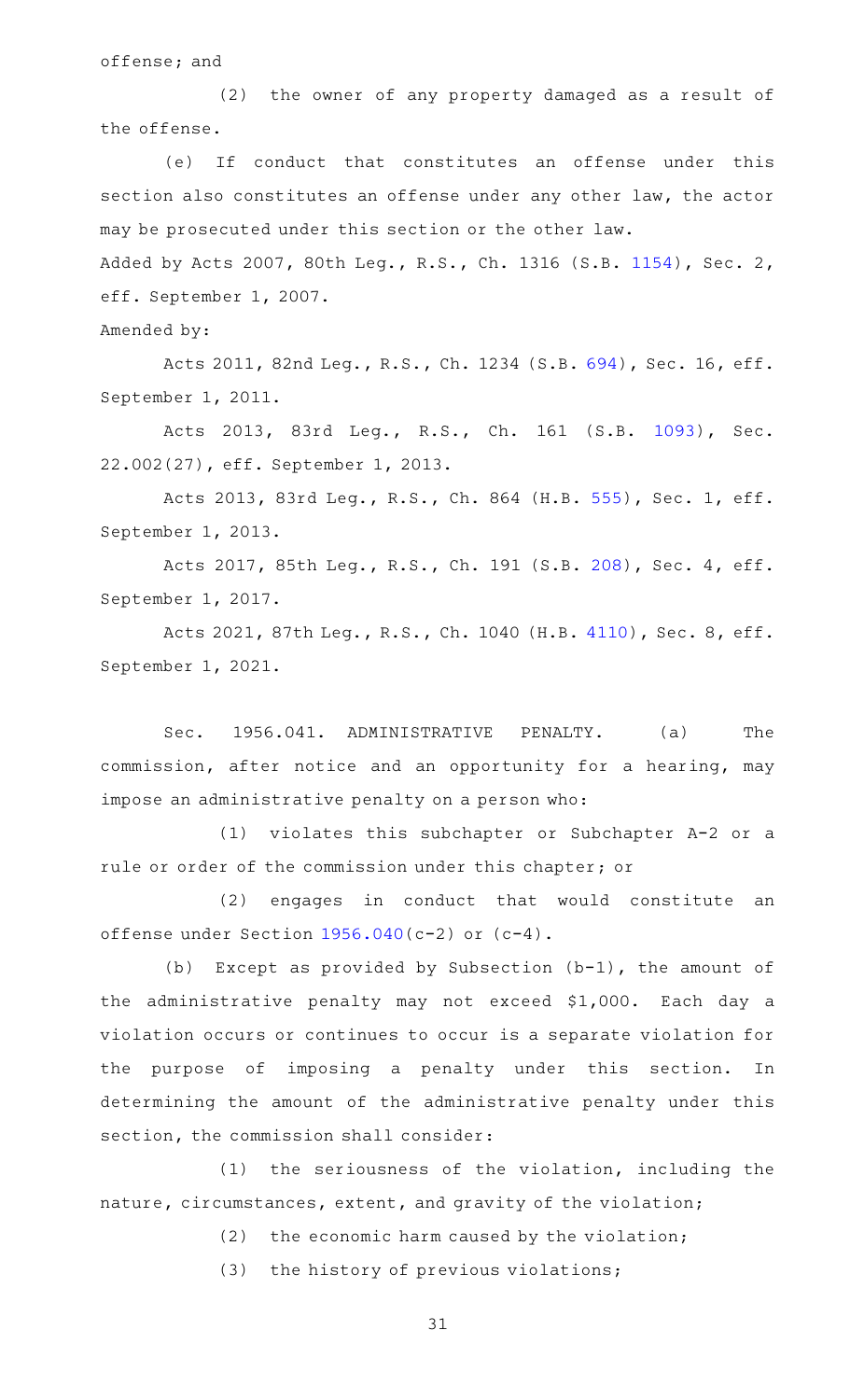offense; and

(2) the owner of any property damaged as a result of the offense.

(e) If conduct that constitutes an offense under this section also constitutes an offense under any other law, the actor may be prosecuted under this section or the other law.

Added by Acts 2007, 80th Leg., R.S., Ch. 1316 (S.B. 1154), Sec. 2, eff. September 1, 2007.

Amended by:

Acts 2011, 82nd Leg., R.S., Ch. 1234 (S.B. 694), Sec. 16, eff. September 1, 2011.

Acts 2013, 83rd Leg., R.S., Ch. 161 (S.B. 1093), Sec. 22.002(27), eff. September 1, 2013.

Acts 2013, 83rd Leg., R.S., Ch. 864 (H.B. 555), Sec. 1, eff. September 1, 2013.

Acts 2017, 85th Leg., R.S., Ch. 191 (S.B. 208), Sec. 4, eff. September 1, 2017.

Acts 2021, 87th Leg., R.S., Ch. 1040 (H.B. 4110), Sec. 8, eff. September 1, 2021.

Sec. 1956.041. ADMINISTRATIVE PENALTY. (a) The commission, after notice and an opportunity for a hearing, may impose an administrative penalty on a person who:

(1) violates this subchapter or Subchapter A-2 or a rule or order of the commission under this chapter; or

(2) engages in conduct that would constitute an offense under Section 1956.040(c-2) or (c-4).

(b) Except as provided by Subsection (b-1), the amount of the administrative penalty may not exceed $1,000. Each day a violation occurs or continues to occur is a separate violation for the purpose of imposing a penalty under this section. In determining the amount of the administrative penalty under this section, the commission shall consider:

(1) the seriousness of the violation, including the nature, circumstances, extent, and gravity of the violation;

(2) the economic harm caused by the violation;

(3) the history of previous violations;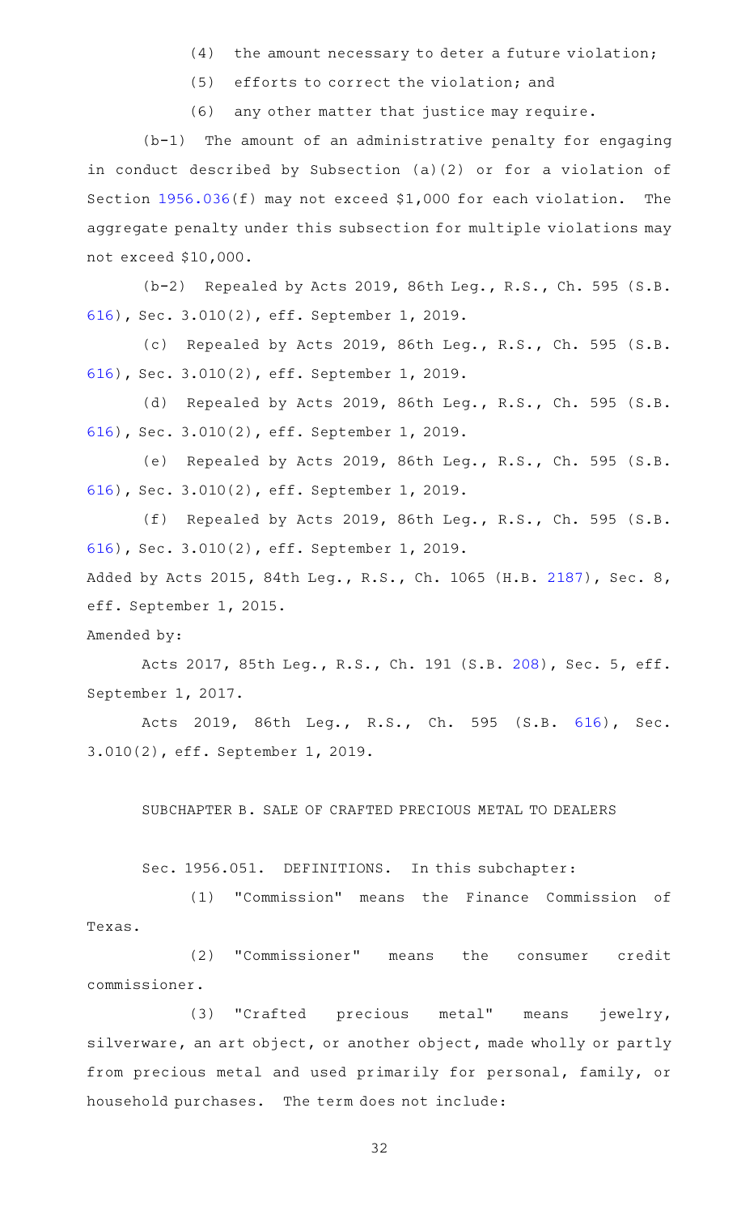(4) the amount necessary to deter a future violation;

(5) efforts to correct the violation; and

(6) any other matter that justice may require.

(b-1) The amount of an administrative penalty for engaging in conduct described by Subsection (a)(2) or for a violation of Section 1956.036(f) may not exceed $1,000 for each violation. The aggregate penalty under this subsection for multiple violations may not exceed $10,000.

(b-2) Repealed by Acts 2019, 86th Leg., R.S., Ch. 595 (S.B. 616), Sec. 3.010(2), eff. September 1, 2019.

(c) Repealed by Acts 2019, 86th Leg., R.S., Ch. 595 (S.B. 616), Sec. 3.010(2), eff. September 1, 2019.

(d) Repealed by Acts 2019, 86th Leg., R.S., Ch. 595 (S.B. 616), Sec. 3.010(2), eff. September 1, 2019.

(e) Repealed by Acts 2019, 86th Leg., R.S., Ch. 595 (S.B. 616), Sec. 3.010(2), eff. September 1, 2019.

(f) Repealed by Acts 2019, 86th Leg., R.S., Ch. 595 (S.B. 616), Sec. 3.010(2), eff. September 1, 2019.

Added by Acts 2015, 84th Leg., R.S., Ch. 1065 (H.B. 2187), Sec. 8, eff. September 1, 2015.

Amended by:

Acts 2017, 85th Leg., R.S., Ch. 191 (S.B. 208), Sec. 5, eff. September 1, 2017.

Acts 2019, 86th Leg., R.S., Ch. 595 (S.B. 616), Sec. 3.010(2), eff. September 1, 2019.

SUBCHAPTER B. SALE OF CRAFTED PRECIOUS METAL TO DEALERS

Sec. 1956.051. DEFINITIONS. In this subchapter:

(1) "Commission" means the Finance Commission of Texas.

(2) "Commissioner" means the consumer credit commissioner.

(3) "Crafted precious metal" means jewelry, silverware, an art object, or another object, made wholly or partly from precious metal and used primarily for personal, family, or household purchases. The term does not include: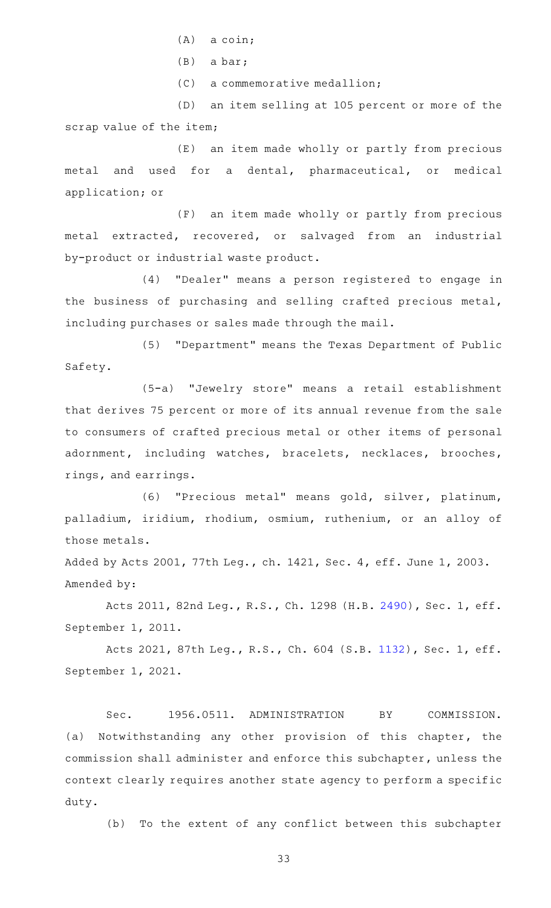(A) a coin;

(B) a bar;

(C) a commemorative medallion;

(D) an item selling at 105 percent or more of the scrap value of the item;

(E) an item made wholly or partly from precious metal and used for a dental, pharmaceutical, or medical application; or

(F) an item made wholly or partly from precious metal extracted, recovered, or salvaged from an industrial by-product or industrial waste product.

(4) "Dealer" means a person registered to engage in the business of purchasing and selling crafted precious metal, including purchases or sales made through the mail.

(5) "Department" means the Texas Department of Public Safety.

(5-a) "Jewelry store" means a retail establishment that derives 75 percent or more of its annual revenue from the sale to consumers of crafted precious metal or other items of personal adornment, including watches, bracelets, necklaces, brooches, rings, and earrings.

(6) "Precious metal" means gold, silver, platinum, palladium, iridium, rhodium, osmium, ruthenium, or an alloy of those metals.

Added by Acts 2001, 77th Leg., ch. 1421, Sec. 4, eff. June 1, 2003.
Amended by:

Acts 2011, 82nd Leg., R.S., Ch. 1298 (H.B. 2490), Sec. 1, eff. September 1, 2011.

Acts 2021, 87th Leg., R.S., Ch. 604 (S.B. 1132), Sec. 1, eff. September 1, 2021.

Sec. 1956.0511. ADMINISTRATION BY COMMISSION. (a) Notwithstanding any other provision of this chapter, the commission shall administer and enforce this subchapter, unless the context clearly requires another state agency to perform a specific duty.

(b) To the extent of any conflict between this subchapter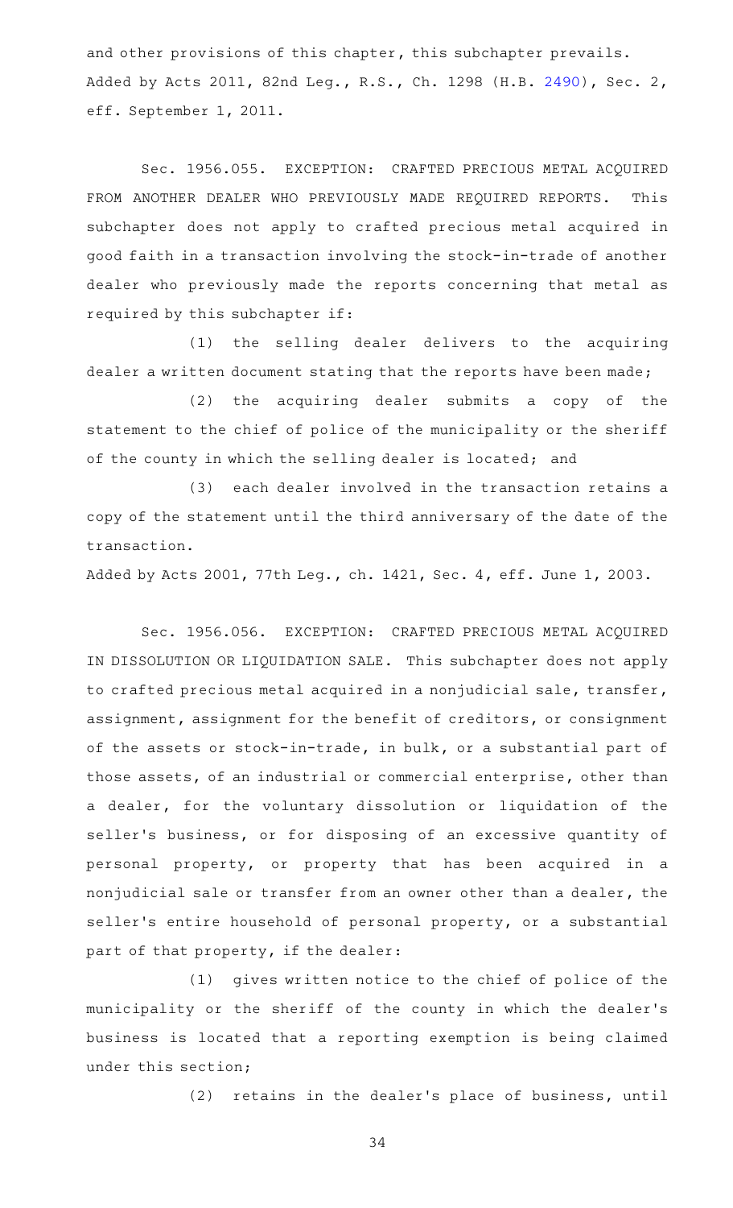and other provisions of this chapter, this subchapter prevails.
Added by Acts 2011, 82nd Leg., R.S., Ch. 1298 (H.B. 2490), Sec. 2, eff. September 1, 2011.

Sec. 1956.055. EXCEPTION: CRAFTED PRECIOUS METAL ACQUIRED FROM ANOTHER DEALER WHO PREVIOUSLY MADE REQUIRED REPORTS. This subchapter does not apply to crafted precious metal acquired in good faith in a transaction involving the stock-in-trade of another dealer who previously made the reports concerning that metal as required by this subchapter if:

(1) the selling dealer delivers to the acquiring dealer a written document stating that the reports have been made;

(2) the acquiring dealer submits a copy of the statement to the chief of police of the municipality or the sheriff of the county in which the selling dealer is located; and

(3) each dealer involved in the transaction retains a copy of the statement until the third anniversary of the date of the transaction.

Added by Acts 2001, 77th Leg., ch. 1421, Sec. 4, eff. June 1, 2003.

Sec. 1956.056. EXCEPTION: CRAFTED PRECIOUS METAL ACQUIRED IN DISSOLUTION OR LIQUIDATION SALE. This subchapter does not apply to crafted precious metal acquired in a nonjudicial sale, transfer, assignment, assignment for the benefit of creditors, or consignment of the assets or stock-in-trade, in bulk, or a substantial part of those assets, of an industrial or commercial enterprise, other than a dealer, for the voluntary dissolution or liquidation of the seller's business, or for disposing of an excessive quantity of personal property, or property that has been acquired in a nonjudicial sale or transfer from an owner other than a dealer, the seller's entire household of personal property, or a substantial part of that property, if the dealer:

(1) gives written notice to the chief of police of the municipality or the sheriff of the county in which the dealer's business is located that a reporting exemption is being claimed under this section;

(2) retains in the dealer's place of business, until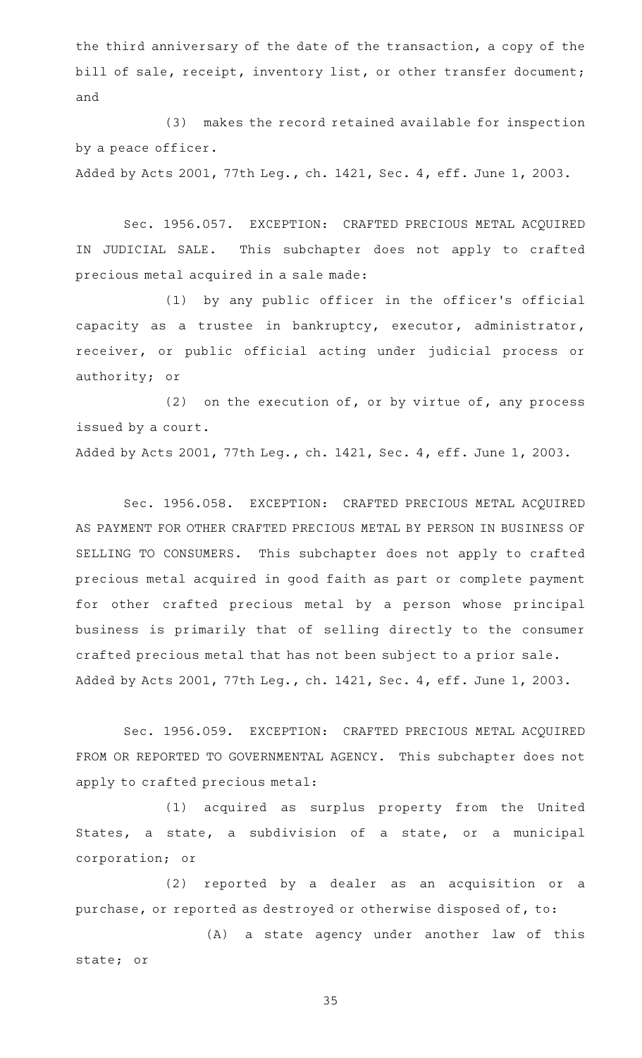the third anniversary of the date of the transaction, a copy of the bill of sale, receipt, inventory list, or other transfer document; and

(3) makes the record retained available for inspection by a peace officer.

Added by Acts 2001, 77th Leg., ch. 1421, Sec. 4, eff. June 1, 2003.

Sec. 1956.057. EXCEPTION: CRAFTED PRECIOUS METAL ACQUIRED IN JUDICIAL SALE. This subchapter does not apply to crafted precious metal acquired in a sale made:

(1) by any public officer in the officer's official capacity as a trustee in bankruptcy, executor, administrator, receiver, or public official acting under judicial process or authority; or

(2) on the execution of, or by virtue of, any process issued by a court.

Added by Acts 2001, 77th Leg., ch. 1421, Sec. 4, eff. June 1, 2003.

Sec. 1956.058. EXCEPTION: CRAFTED PRECIOUS METAL ACQUIRED AS PAYMENT FOR OTHER CRAFTED PRECIOUS METAL BY PERSON IN BUSINESS OF SELLING TO CONSUMERS. This subchapter does not apply to crafted precious metal acquired in good faith as part or complete payment for other crafted precious metal by a person whose principal business is primarily that of selling directly to the consumer crafted precious metal that has not been subject to a prior sale.

Added by Acts 2001, 77th Leg., ch. 1421, Sec. 4, eff. June 1, 2003.

Sec. 1956.059. EXCEPTION: CRAFTED PRECIOUS METAL ACQUIRED FROM OR REPORTED TO GOVERNMENTAL AGENCY. This subchapter does not apply to crafted precious metal:

(1) acquired as surplus property from the United States, a state, a subdivision of a state, or a municipal corporation; or

(2) reported by a dealer as an acquisition or a purchase, or reported as destroyed or otherwise disposed of, to:

(A) a state agency under another law of this state; or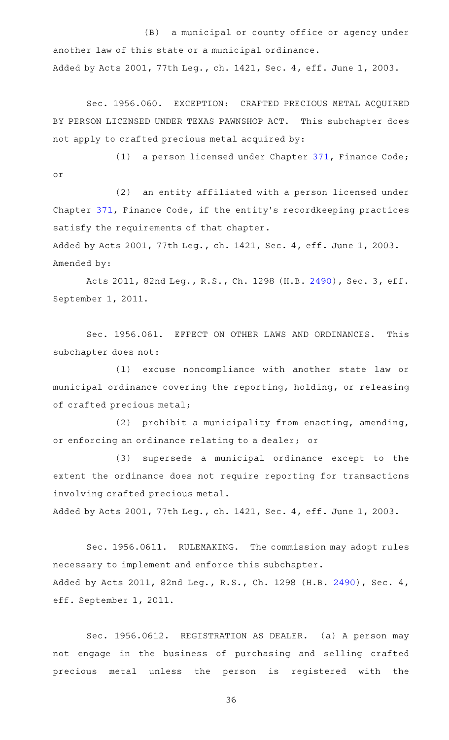(B) a municipal or county office or agency under another law of this state or a municipal ordinance.

Added by Acts 2001, 77th Leg., ch. 1421, Sec. 4, eff. June 1, 2003.

Sec. 1956.060. EXCEPTION: CRAFTED PRECIOUS METAL ACQUIRED BY PERSON LICENSED UNDER TEXAS PAWNSHOP ACT. This subchapter does not apply to crafted precious metal acquired by:

(1) a person licensed under Chapter 371, Finance Code; or

(2) an entity affiliated with a person licensed under Chapter 371, Finance Code, if the entity's recordkeeping practices satisfy the requirements of that chapter.

Added by Acts 2001, 77th Leg., ch. 1421, Sec. 4, eff. June 1, 2003.
Amended by:

Acts 2011, 82nd Leg., R.S., Ch. 1298 (H.B. 2490), Sec. 3, eff. September 1, 2011.

Sec. 1956.061. EFFECT ON OTHER LAWS AND ORDINANCES. This subchapter does not:

(1) excuse noncompliance with another state law or municipal ordinance covering the reporting, holding, or releasing of crafted precious metal;

(2) prohibit a municipality from enacting, amending, or enforcing an ordinance relating to a dealer; or

(3) supersede a municipal ordinance except to the extent the ordinance does not require reporting for transactions involving crafted precious metal.

Added by Acts 2001, 77th Leg., ch. 1421, Sec. 4, eff. June 1, 2003.

Sec. 1956.0611. RULEMAKING. The commission may adopt rules necessary to implement and enforce this subchapter.

Added by Acts 2011, 82nd Leg., R.S., Ch. 1298 (H.B. 2490), Sec. 4, eff. September 1, 2011.

Sec. 1956.0612. REGISTRATION AS DEALER. (a) A person may not engage in the business of purchasing and selling crafted precious metal unless the person is registered with the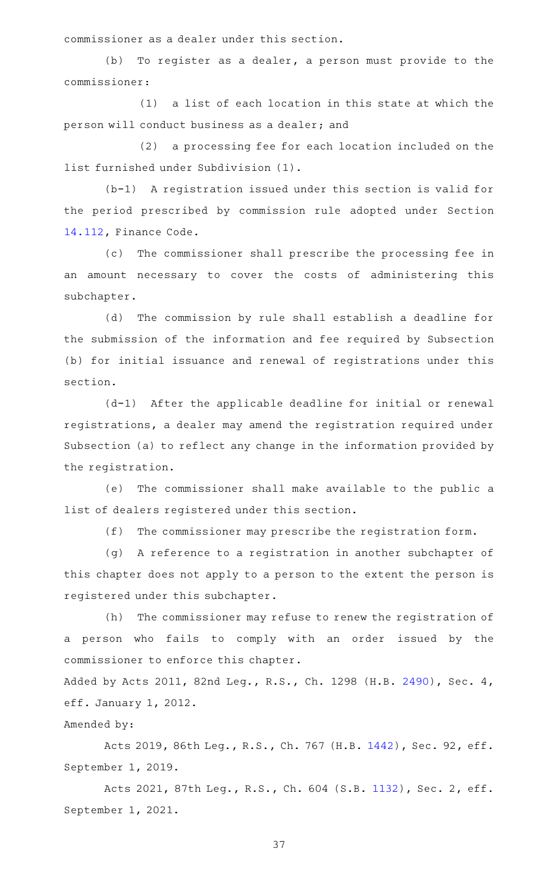commissioner as a dealer under this section.

(b) To register as a dealer, a person must provide to the commissioner:

(1) a list of each location in this state at which the person will conduct business as a dealer; and

(2) a processing fee for each location included on the list furnished under Subdivision (1).

(b-1) A registration issued under this section is valid for the period prescribed by commission rule adopted under Section 14.112, Finance Code.

(c) The commissioner shall prescribe the processing fee in an amount necessary to cover the costs of administering this subchapter.

(d) The commission by rule shall establish a deadline for the submission of the information and fee required by Subsection (b) for initial issuance and renewal of registrations under this section.

(d-1) After the applicable deadline for initial or renewal registrations, a dealer may amend the registration required under Subsection (a) to reflect any change in the information provided by the registration.

(e) The commissioner shall make available to the public a list of dealers registered under this section.

(f) The commissioner may prescribe the registration form.

(g) A reference to a registration in another subchapter of this chapter does not apply to a person to the extent the person is registered under this subchapter.

(h) The commissioner may refuse to renew the registration of a person who fails to comply with an order issued by the commissioner to enforce this chapter.

Added by Acts 2011, 82nd Leg., R.S., Ch. 1298 (H.B. 2490), Sec. 4, eff. January 1, 2012.

Amended by:

Acts 2019, 86th Leg., R.S., Ch. 767 (H.B. 1442), Sec. 92, eff. September 1, 2019.

Acts 2021, 87th Leg., R.S., Ch. 604 (S.B. 1132), Sec. 2, eff. September 1, 2021.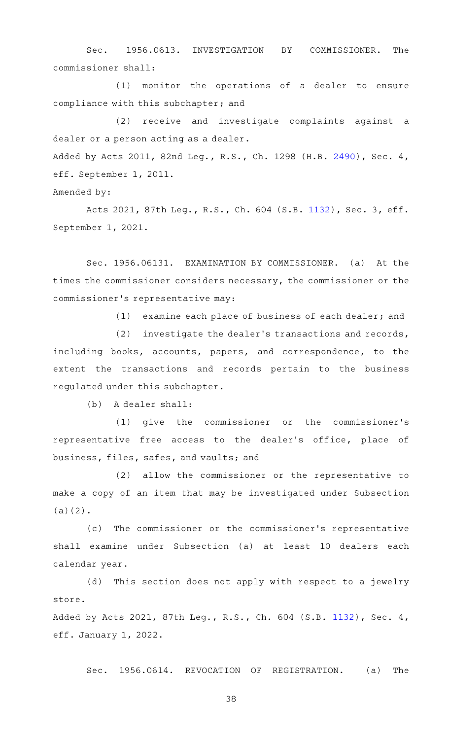Sec. 1956.0613. INVESTIGATION BY COMMISSIONER. The commissioner shall:

(1) monitor the operations of a dealer to ensure compliance with this subchapter; and

(2) receive and investigate complaints against a dealer or a person acting as a dealer.

Added by Acts 2011, 82nd Leg., R.S., Ch. 1298 (H.B. 2490), Sec. 4, eff. September 1, 2011.

Amended by:

Acts 2021, 87th Leg., R.S., Ch. 604 (S.B. 1132), Sec. 3, eff. September 1, 2021.

Sec. 1956.06131. EXAMINATION BY COMMISSIONER. (a) At the times the commissioner considers necessary, the commissioner or the commissioner's representative may:

(1) examine each place of business of each dealer; and

(2) investigate the dealer's transactions and records, including books, accounts, papers, and correspondence, to the extent the transactions and records pertain to the business regulated under this subchapter.

(b) A dealer shall:

(1) give the commissioner or the commissioner's representative free access to the dealer's office, place of business, files, safes, and vaults; and

(2) allow the commissioner or the representative to make a copy of an item that may be investigated under Subsection (a)(2).

(c) The commissioner or the commissioner's representative shall examine under Subsection (a) at least 10 dealers each calendar year.

(d) This section does not apply with respect to a jewelry store.

Added by Acts 2021, 87th Leg., R.S., Ch. 604 (S.B. 1132), Sec. 4, eff. January 1, 2022.

Sec. 1956.0614. REVOCATION OF REGISTRATION. (a) The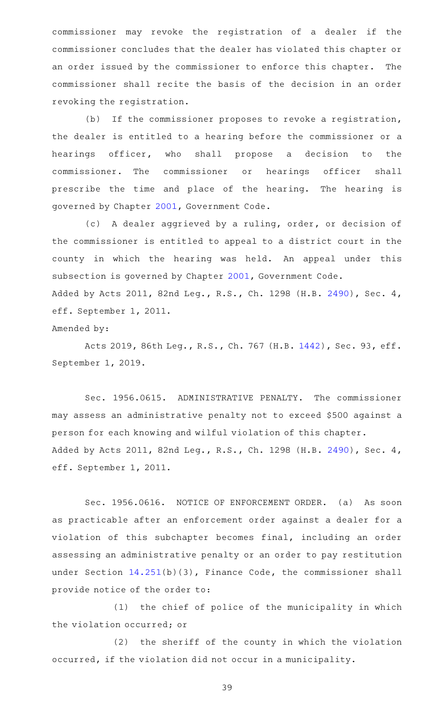commissioner may revoke the registration of a dealer if the commissioner concludes that the dealer has violated this chapter or an order issued by the commissioner to enforce this chapter. The commissioner shall recite the basis of the decision in an order revoking the registration.

(b) If the commissioner proposes to revoke a registration, the dealer is entitled to a hearing before the commissioner or a hearings officer, who shall propose a decision to the commissioner. The commissioner or hearings officer shall prescribe the time and place of the hearing. The hearing is governed by Chapter 2001, Government Code.

(c) A dealer aggrieved by a ruling, order, or decision of the commissioner is entitled to appeal to a district court in the county in which the hearing was held. An appeal under this subsection is governed by Chapter 2001, Government Code.

Added by Acts 2011, 82nd Leg., R.S., Ch. 1298 (H.B. 2490), Sec. 4, eff. September 1, 2011.

Amended by:

Acts 2019, 86th Leg., R.S., Ch. 767 (H.B. 1442), Sec. 93, eff. September 1, 2019.

Sec. 1956.0615. ADMINISTRATIVE PENALTY. The commissioner may assess an administrative penalty not to exceed $500 against a person for each knowing and wilful violation of this chapter.

Added by Acts 2011, 82nd Leg., R.S., Ch. 1298 (H.B. 2490), Sec. 4, eff. September 1, 2011.

Sec. 1956.0616. NOTICE OF ENFORCEMENT ORDER. (a) As soon as practicable after an enforcement order against a dealer for a violation of this subchapter becomes final, including an order assessing an administrative penalty or an order to pay restitution under Section 14.251(b)(3), Finance Code, the commissioner shall provide notice of the order to:

(1) the chief of police of the municipality in which the violation occurred; or

(2) the sheriff of the county in which the violation occurred, if the violation did not occur in a municipality.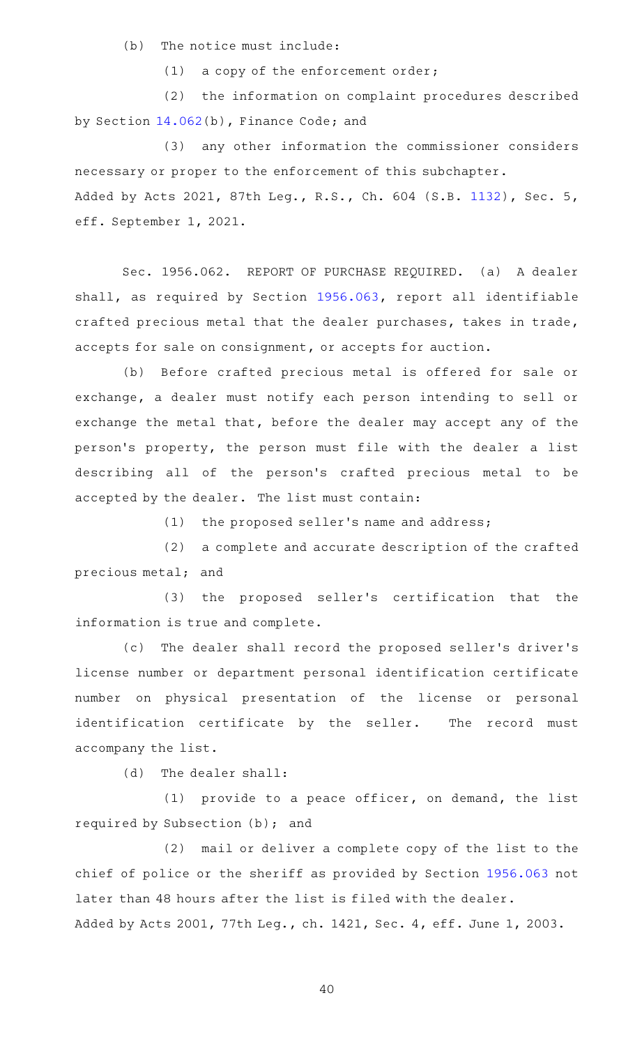(b) The notice must include:

(1) a copy of the enforcement order;

(2) the information on complaint procedures described by Section 14.062(b), Finance Code; and

(3) any other information the commissioner considers necessary or proper to the enforcement of this subchapter.

Added by Acts 2021, 87th Leg., R.S., Ch. 604 (S.B. 1132), Sec. 5, eff. September 1, 2021.

Sec. 1956.062. REPORT OF PURCHASE REQUIRED. (a) A dealer shall, as required by Section 1956.063, report all identifiable crafted precious metal that the dealer purchases, takes in trade, accepts for sale on consignment, or accepts for auction.

(b) Before crafted precious metal is offered for sale or exchange, a dealer must notify each person intending to sell or exchange the metal that, before the dealer may accept any of the person's property, the person must file with the dealer a list describing all of the person's crafted precious metal to be accepted by the dealer. The list must contain:

(1) the proposed seller's name and address;

(2) a complete and accurate description of the crafted precious metal; and

(3) the proposed seller's certification that the information is true and complete.

(c) The dealer shall record the proposed seller's driver's license number or department personal identification certificate number on physical presentation of the license or personal identification certificate by the seller. The record must accompany the list.

(d) The dealer shall:

(1) provide to a peace officer, on demand, the list required by Subsection (b); and

(2) mail or deliver a complete copy of the list to the chief of police or the sheriff as provided by Section 1956.063 not later than 48 hours after the list is filed with the dealer.

Added by Acts 2001, 77th Leg., ch. 1421, Sec. 4, eff. June 1, 2003.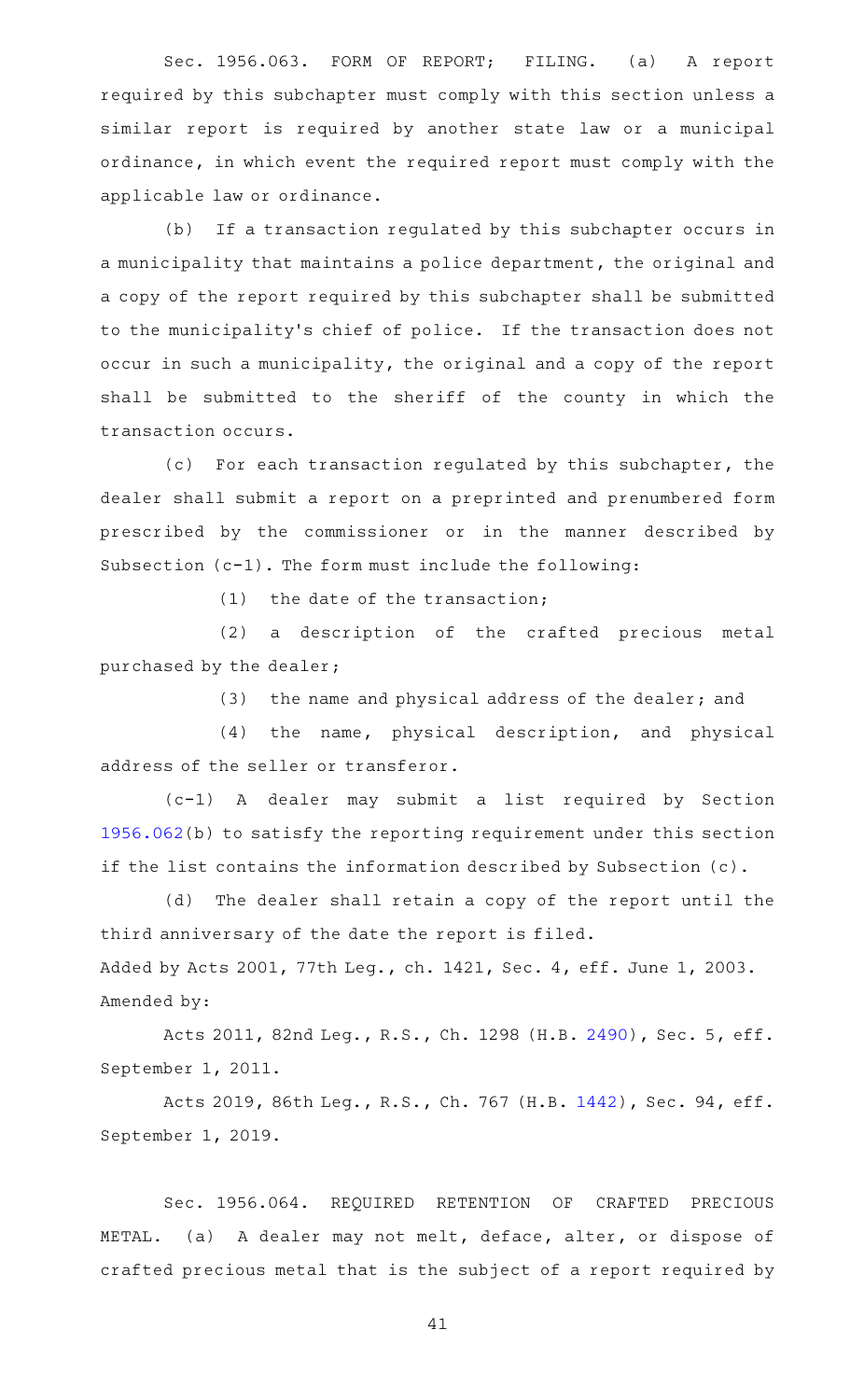Sec. 1956.063. FORM OF REPORT; FILING. (a) A report required by this subchapter must comply with this section unless a similar report is required by another state law or a municipal ordinance, in which event the required report must comply with the applicable law or ordinance.

(b) If a transaction regulated by this subchapter occurs in a municipality that maintains a police department, the original and a copy of the report required by this subchapter shall be submitted to the municipality's chief of police. If the transaction does not occur in such a municipality, the original and a copy of the report shall be submitted to the sheriff of the county in which the transaction occurs.

(c) For each transaction regulated by this subchapter, the dealer shall submit a report on a preprinted and prenumbered form prescribed by the commissioner or in the manner described by Subsection (c-1). The form must include the following:

(1) the date of the transaction;

(2) a description of the crafted precious metal purchased by the dealer;

(3) the name and physical address of the dealer; and

(4) the name, physical description, and physical address of the seller or transferor.

(c-1) A dealer may submit a list required by Section 1956.062(b) to satisfy the reporting requirement under this section if the list contains the information described by Subsection (c).

(d) The dealer shall retain a copy of the report until the third anniversary of the date the report is filed.

Added by Acts 2001, 77th Leg., ch. 1421, Sec. 4, eff. June 1, 2003.

Amended by:

Acts 2011, 82nd Leg., R.S., Ch. 1298 (H.B. 2490), Sec. 5, eff. September 1, 2011.

Acts 2019, 86th Leg., R.S., Ch. 767 (H.B. 1442), Sec. 94, eff. September 1, 2019.

Sec. 1956.064. REQUIRED RETENTION OF CRAFTED PRECIOUS METAL. (a) A dealer may not melt, deface, alter, or dispose of crafted precious metal that is the subject of a report required by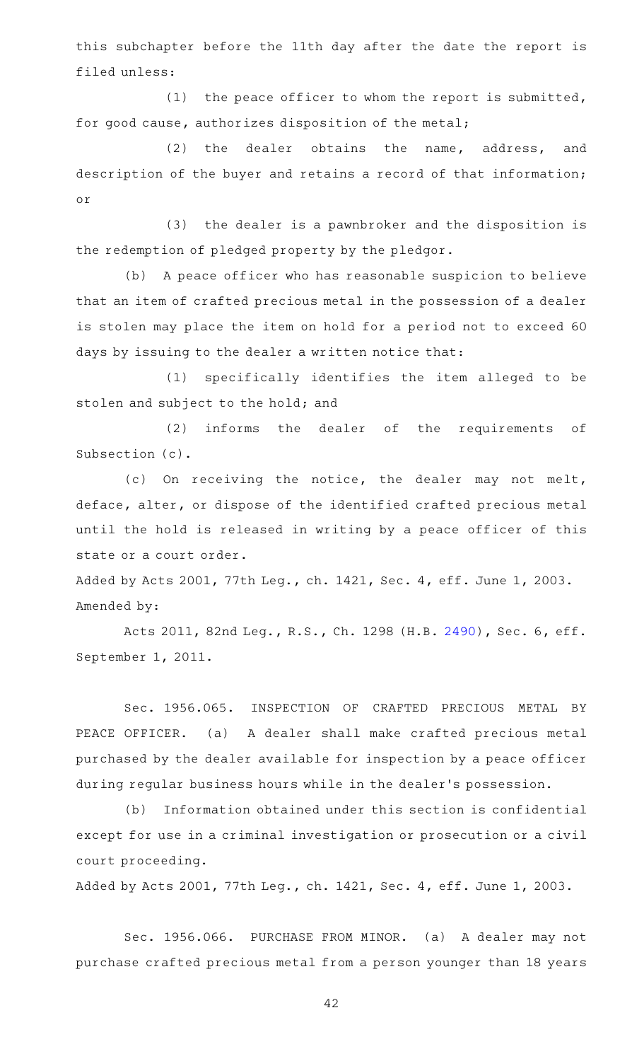this subchapter before the 11th day after the date the report is filed unless:

(1) the peace officer to whom the report is submitted, for good cause, authorizes disposition of the metal;

(2) the dealer obtains the name, address, and description of the buyer and retains a record of that information; or

(3) the dealer is a pawnbroker and the disposition is the redemption of pledged property by the pledgor.

(b) A peace officer who has reasonable suspicion to believe that an item of crafted precious metal in the possession of a dealer is stolen may place the item on hold for a period not to exceed 60 days by issuing to the dealer a written notice that:

(1) specifically identifies the item alleged to be stolen and subject to the hold; and

(2) informs the dealer of the requirements of Subsection (c).

(c) On receiving the notice, the dealer may not melt, deface, alter, or dispose of the identified crafted precious metal until the hold is released in writing by a peace officer of this state or a court order.

Added by Acts 2001, 77th Leg., ch. 1421, Sec. 4, eff. June 1, 2003.
Amended by:

Acts 2011, 82nd Leg., R.S., Ch. 1298 (H.B. 2490), Sec. 6, eff. September 1, 2011.

Sec. 1956.065. INSPECTION OF CRAFTED PRECIOUS METAL BY PEACE OFFICER. (a) A dealer shall make crafted precious metal purchased by the dealer available for inspection by a peace officer during regular business hours while in the dealer's possession.

(b) Information obtained under this section is confidential except for use in a criminal investigation or prosecution or a civil court proceeding.

Added by Acts 2001, 77th Leg., ch. 1421, Sec. 4, eff. June 1, 2003.

Sec. 1956.066. PURCHASE FROM MINOR. (a) A dealer may not purchase crafted precious metal from a person younger than 18 years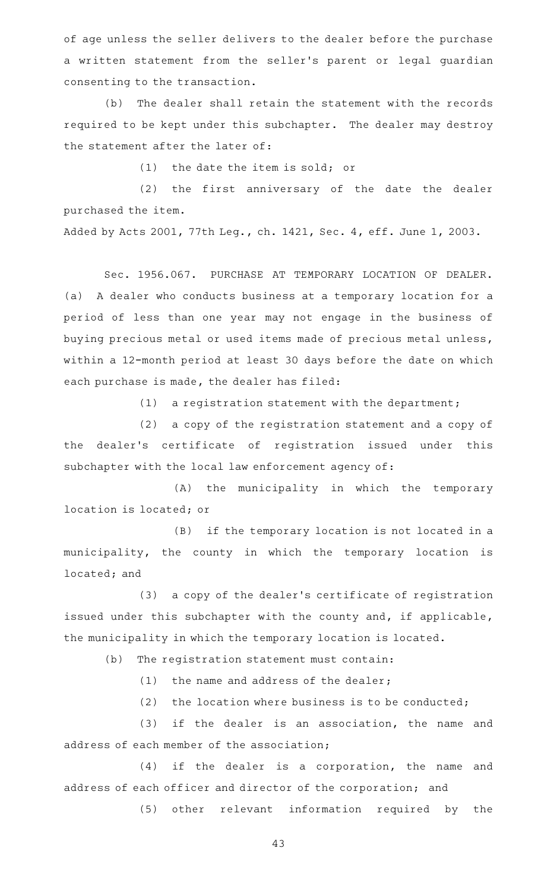of age unless the seller delivers to the dealer before the purchase a written statement from the seller's parent or legal guardian consenting to the transaction.

(b) The dealer shall retain the statement with the records required to be kept under this subchapter. The dealer may destroy the statement after the later of:

(1) the date the item is sold; or

(2) the first anniversary of the date the dealer purchased the item.

Added by Acts 2001, 77th Leg., ch. 1421, Sec. 4, eff. June 1, 2003.

Sec. 1956.067. PURCHASE AT TEMPORARY LOCATION OF DEALER. (a) A dealer who conducts business at a temporary location for a period of less than one year may not engage in the business of buying precious metal or used items made of precious metal unless, within a 12-month period at least 30 days before the date on which each purchase is made, the dealer has filed:

(1) a registration statement with the department;

(2) a copy of the registration statement and a copy of the dealer's certificate of registration issued under this subchapter with the local law enforcement agency of:

(A) the municipality in which the temporary location is located; or

(B) if the temporary location is not located in a municipality, the county in which the temporary location is located; and

(3) a copy of the dealer's certificate of registration issued under this subchapter with the county and, if applicable, the municipality in which the temporary location is located.

(b) The registration statement must contain:

(1) the name and address of the dealer;

(2) the location where business is to be conducted;

(3) if the dealer is an association, the name and address of each member of the association;

(4) if the dealer is a corporation, the name and address of each officer and director of the corporation; and

(5) other relevant information required by the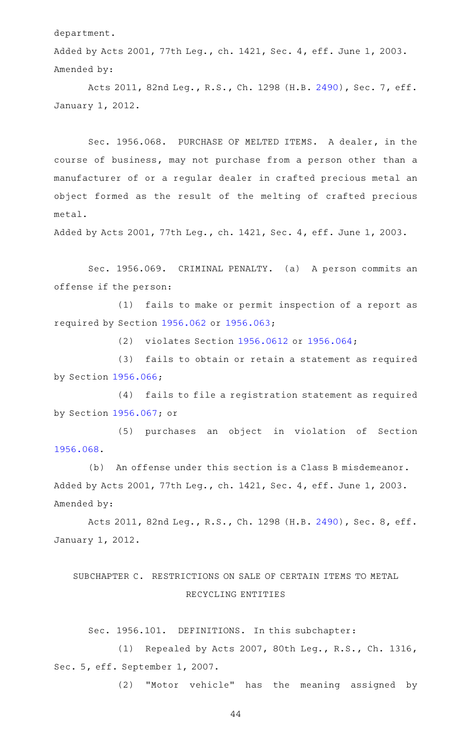department.

Added by Acts 2001, 77th Leg., ch. 1421, Sec. 4, eff. June 1, 2003.
Amended by:

Acts 2011, 82nd Leg., R.S., Ch. 1298 (H.B. 2490), Sec. 7, eff. January 1, 2012.

Sec. 1956.068. PURCHASE OF MELTED ITEMS. A dealer, in the course of business, may not purchase from a person other than a manufacturer of or a regular dealer in crafted precious metal an object formed as the result of the melting of crafted precious metal.

Added by Acts 2001, 77th Leg., ch. 1421, Sec. 4, eff. June 1, 2003.

Sec. 1956.069. CRIMINAL PENALTY. (a) A person commits an offense if the person:

(1) fails to make or permit inspection of a report as required by Section 1956.062 or 1956.063;

(2) violates Section 1956.0612 or 1956.064;

(3) fails to obtain or retain a statement as required by Section 1956.066;

(4) fails to file a registration statement as required by Section 1956.067; or

(5) purchases an object in violation of Section 1956.068.

(b) An offense under this section is a Class B misdemeanor.

Added by Acts 2001, 77th Leg., ch. 1421, Sec. 4, eff. June 1, 2003.
Amended by:

Acts 2011, 82nd Leg., R.S., Ch. 1298 (H.B. 2490), Sec. 8, eff. January 1, 2012.

## SUBCHAPTER C. RESTRICTIONS ON SALE OF CERTAIN ITEMS TO METAL RECYCLING ENTITIES

Sec. 1956.101. DEFINITIONS. In this subchapter:

(1) Repealed by Acts 2007, 80th Leg., R.S., Ch. 1316, Sec. 5, eff. September 1, 2007.

(2) "Motor vehicle" has the meaning assigned by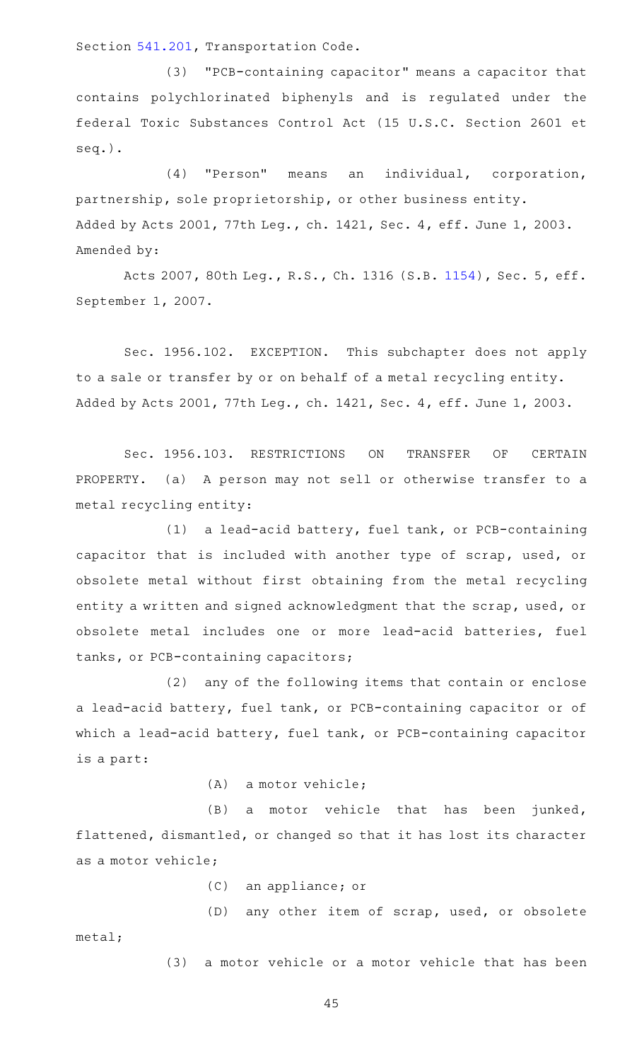Section 541.201, Transportation Code.

(3) "PCB-containing capacitor" means a capacitor that contains polychlorinated biphenyls and is regulated under the federal Toxic Substances Control Act (15 U.S.C. Section 2601 et seq.).

(4) "Person" means an individual, corporation, partnership, sole proprietorship, or other business entity.

Added by Acts 2001, 77th Leg., ch. 1421, Sec. 4, eff. June 1, 2003.

Amended by:

Acts 2007, 80th Leg., R.S., Ch. 1316 (S.B. 1154), Sec. 5, eff. September 1, 2007.

Sec. 1956.102. EXCEPTION. This subchapter does not apply to a sale or transfer by or on behalf of a metal recycling entity.

Added by Acts 2001, 77th Leg., ch. 1421, Sec. 4, eff. June 1, 2003.

Sec. 1956.103. RESTRICTIONS ON TRANSFER OF CERTAIN PROPERTY. (a) A person may not sell or otherwise transfer to a metal recycling entity:

(1) a lead-acid battery, fuel tank, or PCB-containing capacitor that is included with another type of scrap, used, or obsolete metal without first obtaining from the metal recycling entity a written and signed acknowledgment that the scrap, used, or obsolete metal includes one or more lead-acid batteries, fuel tanks, or PCB-containing capacitors;

(2) any of the following items that contain or enclose a lead-acid battery, fuel tank, or PCB-containing capacitor or of which a lead-acid battery, fuel tank, or PCB-containing capacitor is a part:

(A) a motor vehicle;

(B) a motor vehicle that has been junked, flattened, dismantled, or changed so that it has lost its character as a motor vehicle;

(C) an appliance; or

(D) any other item of scrap, used, or obsolete metal;

(3) a motor vehicle or a motor vehicle that has been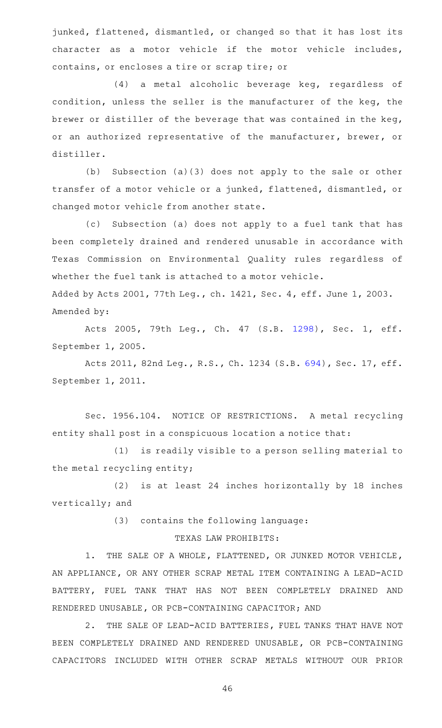junked, flattened, dismantled, or changed so that it has lost its character as a motor vehicle if the motor vehicle includes, contains, or encloses a tire or scrap tire; or

(4) a metal alcoholic beverage keg, regardless of condition, unless the seller is the manufacturer of the keg, the brewer or distiller of the beverage that was contained in the keg, or an authorized representative of the manufacturer, brewer, or distiller.

(b) Subsection (a)(3) does not apply to the sale or other transfer of a motor vehicle or a junked, flattened, dismantled, or changed motor vehicle from another state.

(c) Subsection (a) does not apply to a fuel tank that has been completely drained and rendered unusable in accordance with Texas Commission on Environmental Quality rules regardless of whether the fuel tank is attached to a motor vehicle.

Added by Acts 2001, 77th Leg., ch. 1421, Sec. 4, eff. June 1, 2003.
Amended by:

Acts 2005, 79th Leg., Ch. 47 (S.B. 1298), Sec. 1, eff. September 1, 2005.

Acts 2011, 82nd Leg., R.S., Ch. 1234 (S.B. 694), Sec. 17, eff. September 1, 2011.

Sec. 1956.104. NOTICE OF RESTRICTIONS. A metal recycling entity shall post in a conspicuous location a notice that:

(1) is readily visible to a person selling material to the metal recycling entity;

(2) is at least 24 inches horizontally by 18 inches vertically; and

(3) contains the following language:

TEXAS LAW PROHIBITS:

1. THE SALE OF A WHOLE, FLATTENED, OR JUNKED MOTOR VEHICLE, AN APPLIANCE, OR ANY OTHER SCRAP METAL ITEM CONTAINING A LEAD-ACID BATTERY, FUEL TANK THAT HAS NOT BEEN COMPLETELY DRAINED AND RENDERED UNUSABLE, OR PCB-CONTAINING CAPACITOR; AND

2. THE SALE OF LEAD-ACID BATTERIES, FUEL TANKS THAT HAVE NOT BEEN COMPLETELY DRAINED AND RENDERED UNUSABLE, OR PCB-CONTAINING CAPACITORS INCLUDED WITH OTHER SCRAP METALS WITHOUT OUR PRIOR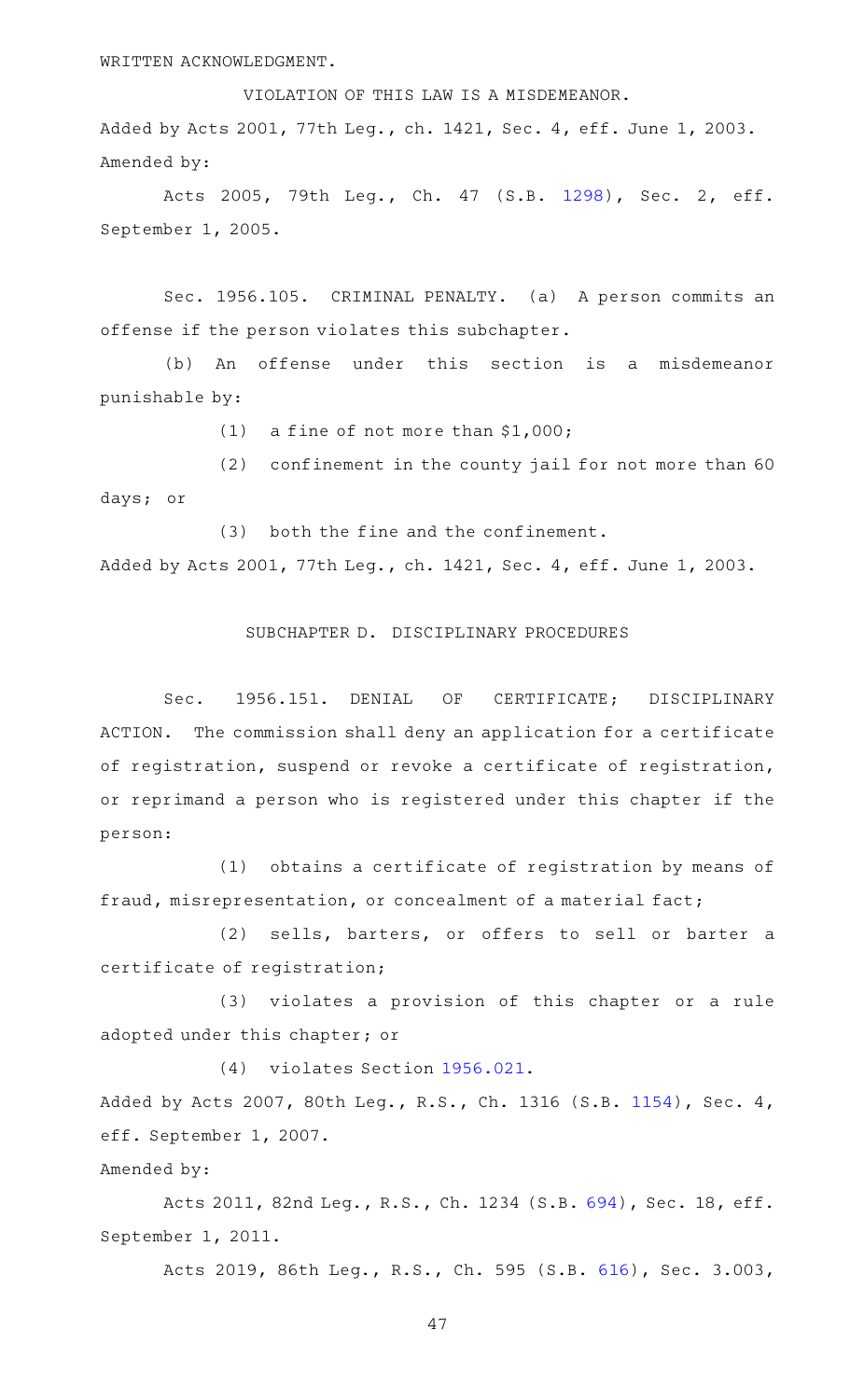WRITTEN ACKNOWLEDGMENT.

VIOLATION OF THIS LAW IS A MISDEMEANOR.

Added by Acts 2001, 77th Leg., ch. 1421, Sec. 4, eff. June 1, 2003.
Amended by:

Acts 2005, 79th Leg., Ch. 47 (S.B. 1298), Sec. 2, eff. September 1, 2005.

Sec. 1956.105. CRIMINAL PENALTY. (a) A person commits an offense if the person violates this subchapter.

(b) An offense under this section is a misdemeanor punishable by:

(1) a fine of not more than $1,000;

(2) confinement in the county jail for not more than 60 days; or

(3) both the fine and the confinement.

Added by Acts 2001, 77th Leg., ch. 1421, Sec. 4, eff. June 1, 2003.

SUBCHAPTER D. DISCIPLINARY PROCEDURES

Sec. 1956.151. DENIAL OF CERTIFICATE; DISCIPLINARY ACTION. The commission shall deny an application for a certificate of registration, suspend or revoke a certificate of registration, or reprimand a person who is registered under this chapter if the person:

(1) obtains a certificate of registration by means of fraud, misrepresentation, or concealment of a material fact;

(2) sells, barters, or offers to sell or barter a certificate of registration;

(3) violates a provision of this chapter or a rule adopted under this chapter; or

(4) violates Section 1956.021.

Added by Acts 2007, 80th Leg., R.S., Ch. 1316 (S.B. 1154), Sec. 4, eff. September 1, 2007.

Amended by:

Acts 2011, 82nd Leg., R.S., Ch. 1234 (S.B. 694), Sec. 18, eff. September 1, 2011.

Acts 2019, 86th Leg., R.S., Ch. 595 (S.B. 616), Sec. 3.003,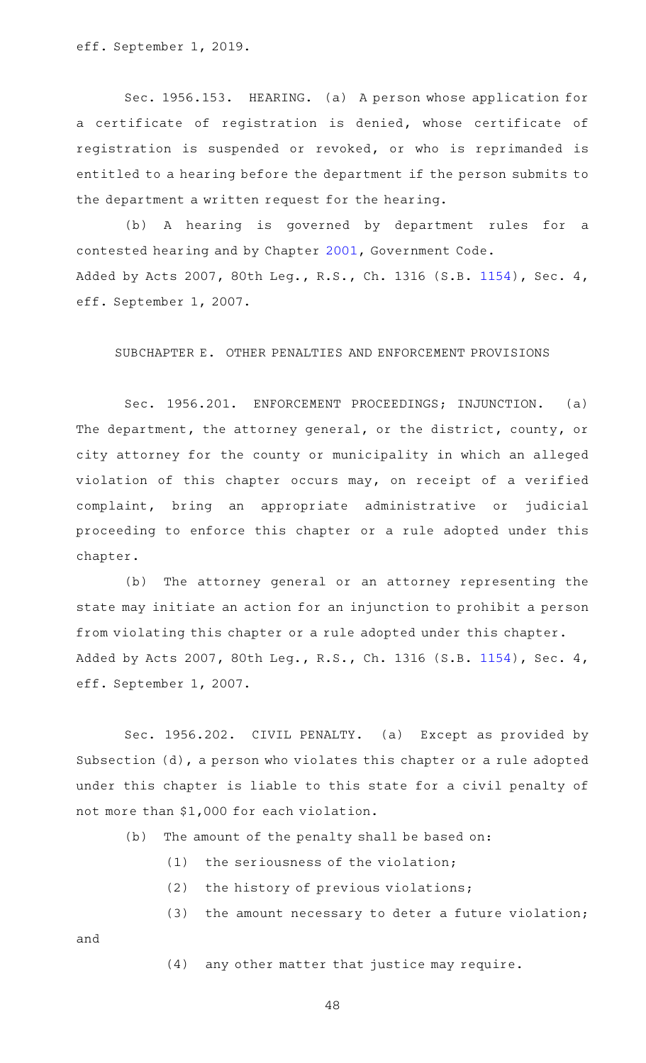eff. September 1, 2019.

Sec. 1956.153. HEARING. (a) A person whose application for a certificate of registration is denied, whose certificate of registration is suspended or revoked, or who is reprimanded is entitled to a hearing before the department if the person submits to the department a written request for the hearing.

(b) A hearing is governed by department rules for a contested hearing and by Chapter 2001, Government Code.

Added by Acts 2007, 80th Leg., R.S., Ch. 1316 (S.B. 1154), Sec. 4, eff. September 1, 2007.

SUBCHAPTER E. OTHER PENALTIES AND ENFORCEMENT PROVISIONS

Sec. 1956.201. ENFORCEMENT PROCEEDINGS; INJUNCTION. (a) The department, the attorney general, or the district, county, or city attorney for the county or municipality in which an alleged violation of this chapter occurs may, on receipt of a verified complaint, bring an appropriate administrative or judicial proceeding to enforce this chapter or a rule adopted under this chapter.

(b) The attorney general or an attorney representing the state may initiate an action for an injunction to prohibit a person from violating this chapter or a rule adopted under this chapter.

Added by Acts 2007, 80th Leg., R.S., Ch. 1316 (S.B. 1154), Sec. 4, eff. September 1, 2007.

Sec. 1956.202. CIVIL PENALTY. (a) Except as provided by Subsection (d), a person who violates this chapter or a rule adopted under this chapter is liable to this state for a civil penalty of not more than $1,000 for each violation.

(b) The amount of the penalty shall be based on:

(1) the seriousness of the violation;

(2) the history of previous violations;

(3) the amount necessary to deter a future violation; and

(4) any other matter that justice may require.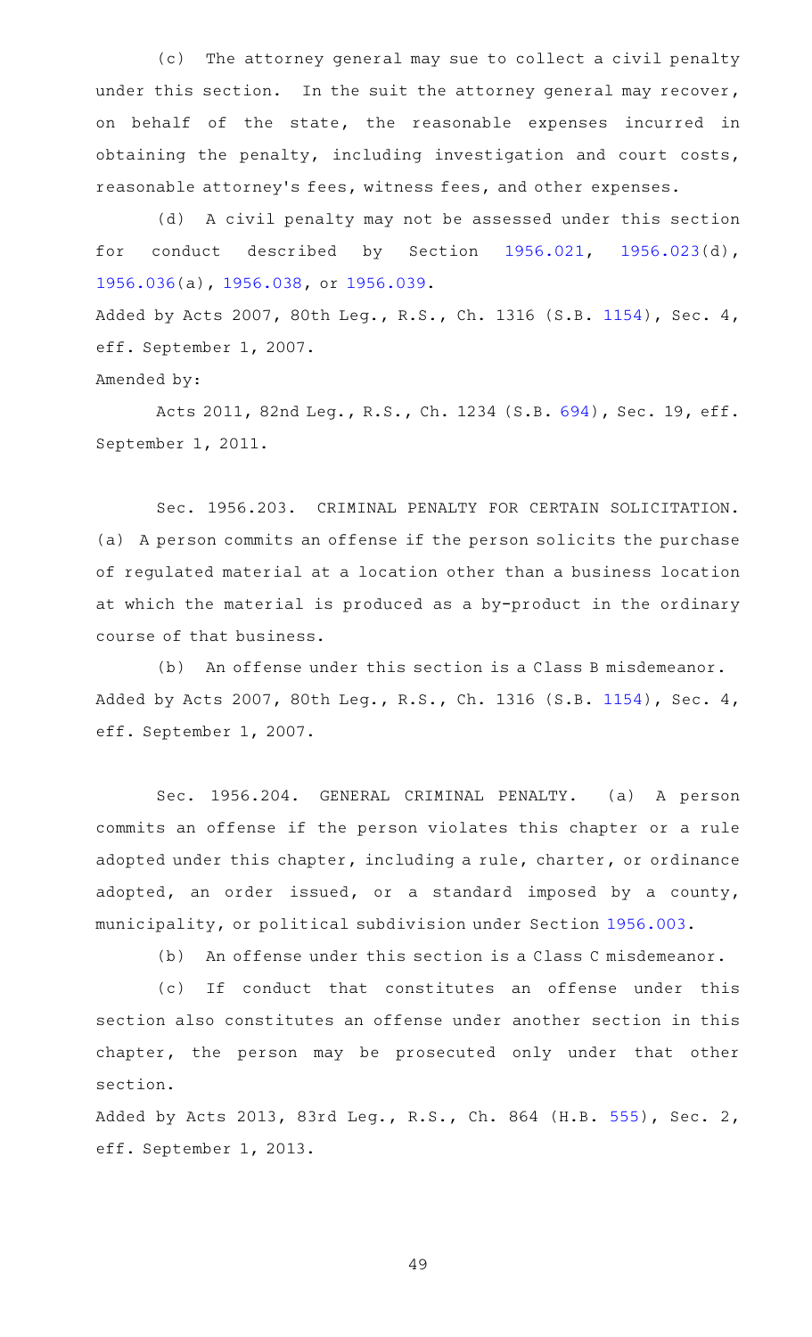(c) The attorney general may sue to collect a civil penalty under this section. In the suit the attorney general may recover, on behalf of the state, the reasonable expenses incurred in obtaining the penalty, including investigation and court costs, reasonable attorney's fees, witness fees, and other expenses.

(d) A civil penalty may not be assessed under this section for conduct described by Section 1956.021, 1956.023(d), 1956.036(a), 1956.038, or 1956.039.

Added by Acts 2007, 80th Leg., R.S., Ch. 1316 (S.B. 1154), Sec. 4, eff. September 1, 2007.

Amended by:

Acts 2011, 82nd Leg., R.S., Ch. 1234 (S.B. 694), Sec. 19, eff. September 1, 2011.

Sec. 1956.203. CRIMINAL PENALTY FOR CERTAIN SOLICITATION. (a) A person commits an offense if the person solicits the purchase of regulated material at a location other than a business location at which the material is produced as a by-product in the ordinary course of that business.

(b) An offense under this section is a Class B misdemeanor.

Added by Acts 2007, 80th Leg., R.S., Ch. 1316 (S.B. 1154), Sec. 4, eff. September 1, 2007.

Sec. 1956.204. GENERAL CRIMINAL PENALTY. (a) A person commits an offense if the person violates this chapter or a rule adopted under this chapter, including a rule, charter, or ordinance adopted, an order issued, or a standard imposed by a county, municipality, or political subdivision under Section 1956.003.

(b) An offense under this section is a Class C misdemeanor.

(c) If conduct that constitutes an offense under this section also constitutes an offense under another section in this chapter, the person may be prosecuted only under that other section.

Added by Acts 2013, 83rd Leg., R.S., Ch. 864 (H.B. 555), Sec. 2, eff. September 1, 2013.